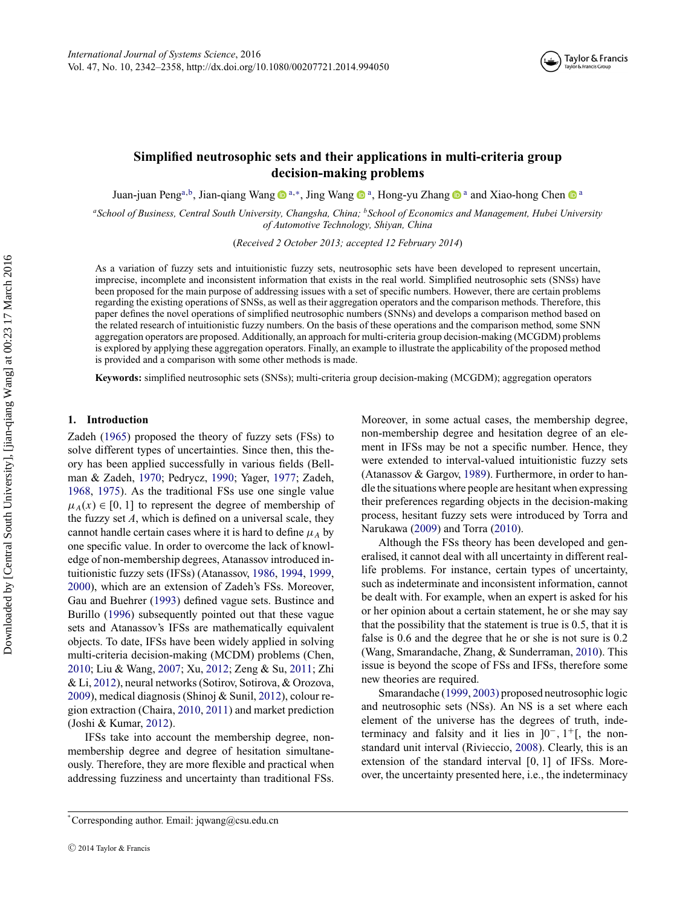# Simplified neutrosophic sets and their applications in multi-criteria group decision-making problems

Juan-juan Peng[a,b], Jian-qiang Wang[a,*], Jing Wang[a], Hong-yu Zhang[a] and Xiao-hong Chen[a]

[a]*School of Business, Central South University, Changsha, China;* [b]*School of Economics and Management, Hubei University of Automotive Technology, Shiyan, China*

(*Received 2 October 2013; accepted 12 February 2014*)

As a variation of fuzzy sets and intuitionistic fuzzy sets, neutrosophic sets have been developed to represent uncertain, imprecise, incomplete and inconsistent information that exists in the real world. Simplified neutrosophic sets (SNSs) have been proposed for the main purpose of addressing issues with a set of specific numbers. However, there are certain problems regarding the existing operations of SNSs, as well as their aggregation operators and the comparison methods. Therefore, this paper defines the novel operations of simplified neutrosophic numbers (SNNs) and develops a comparison method based on the related research of intuitionistic fuzzy numbers. On the basis of these operations and the comparison method, some SNN aggregation operators are proposed. Additionally, an approach for multi-criteria group decision-making (MCGDM) problems is explored by applying these aggregation operators. Finally, an example to illustrate the applicability of the proposed method is provided and a comparison with some other methods is made.

**Keywords:** simplified neutrosophic sets (SNSs); multi-criteria group decision-making (MCGDM); aggregation operators

## 1. Introduction

Zadeh (1965) proposed the theory of fuzzy sets (FSs) to solve different types of uncertainties. Since then, this theory has been applied successfully in various fields (Bellman & Zadeh, 1970; Pedrycz, 1990; Yager, 1977; Zadeh, 1968, 1975). As the traditional FSs use one single value $\mu_A(x) \in [0, 1]$ to represent the degree of membership of the fuzzy set $A$, which is defined on a universal scale, they cannot handle certain cases where it is hard to define $\mu_A$ by one specific value. In order to overcome the lack of knowledge of non-membership degrees, Atanassov introduced intuitionistic fuzzy sets (IFSs) (Atanassov, 1986, 1994, 1999, 2000), which are an extension of Zadeh's FSs. Moreover, Gau and Buehrer (1993) defined vague sets. Bustince and Burillo (1996) subsequently pointed out that these vague sets and Atanassov's IFSs are mathematically equivalent objects. To date, IFSs have been widely applied in solving multi-criteria decision-making (MCDM) problems (Chen, 2010; Liu & Wang, 2007; Xu, 2012; Zeng & Su, 2011; Zhi & Li, 2012), neural networks (Sotirov, Sotirova, & Orozova, 2009), medical diagnosis (Shinoj & Sunil, 2012), colour region extraction (Chaira, 2010, 2011) and market prediction (Joshi & Kumar, 2012).

IFSs take into account the membership degree, non-membership degree and degree of hesitation simultaneously. Therefore, they are more flexible and practical when addressing fuzziness and uncertainty than traditional FSs. Moreover, in some actual cases, the membership degree, non-membership degree and hesitation degree of an element in IFSs may be not a specific number. Hence, they were extended to interval-valued intuitionistic fuzzy sets (Atanassov & Gargov, 1989). Furthermore, in order to handle the situations where people are hesitant when expressing their preferences regarding objects in the decision-making process, hesitant fuzzy sets were introduced by Torra and Narukawa (2009) and Torra (2010).

Although the FSs theory has been developed and generalised, it cannot deal with all uncertainty in different real-life problems. For instance, certain types of uncertainty, such as indeterminate and inconsistent information, cannot be dealt with. For example, when an expert is asked for his or her opinion about a certain statement, he or she may say that the possibility that the statement is true is 0.5, that it is false is 0.6 and the degree that he or she is not sure is 0.2 (Wang, Smarandache, Zhang, & Sunderraman, 2010). This issue is beyond the scope of FSs and IFSs, therefore some new theories are required.

Smarandache (1999, 2003) proposed neutrosophic logic and neutrosophic sets (NSs). An NS is a set where each element of the universe has the degrees of truth, indeterminacy and falsity and it lies in $]0^-, 1^+[$, the non-standard unit interval (Rivieccio, 2008). Clearly, this is an extension of the standard interval $[0, 1]$ of IFSs. Moreover, the uncertainty presented here, i.e., the indeterminacy

*Corresponding author. Email: jqwang@csu.edu.cn

© 2014 Taylor & Francis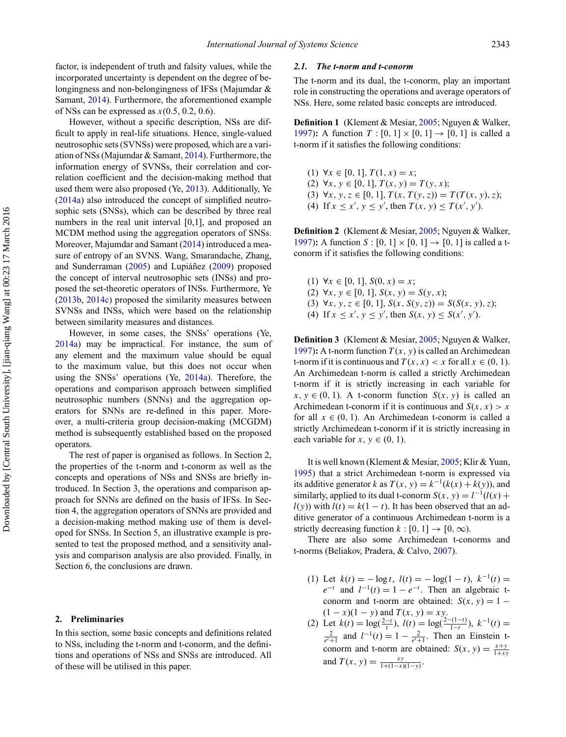factor, is independent of truth and falsity values, while the incorporated uncertainty is dependent on the degree of belongingness and non-belongingness of IFSs (Majumdar & Samant, 2014). Furthermore, the aforementioned example of NSs can be expressed as $x(0.5, 0.2, 0.6)$.

However, without a specific description, NSs are difficult to apply in real-life situations. Hence, single-valued neutrosophic sets (SVNSs) were proposed, which are a variation of NSs (Majumdar & Samant, 2014). Furthermore, the information energy of SVNSs, their correlation and correlation coefficient and the decision-making method that used them were also proposed (Ye, 2013). Additionally, Ye (2014a) also introduced the concept of simplified neutrosophic sets (SNSs), which can be described by three real numbers in the real unit interval [0,1], and proposed an MCDM method using the aggregation operators of SNSs. Moreover, Majumdar and Samant (2014) introduced a measure of entropy of an SVNS. Wang, Smarandache, Zhang, and Sunderraman (2005) and Lupiáñez (2009) proposed the concept of interval neutrosophic sets (INSs) and proposed the set-theoretic operators of INSs. Furthermore, Ye (2013b, 2014c) proposed the similarity measures between SVNSs and INSs, which were based on the relationship between similarity measures and distances.

However, in some cases, the SNSs' operations (Ye, 2014a) may be impractical. For instance, the sum of any element and the maximum value should be equal to the maximum value, but this does not occur when using the SNSs' operations (Ye, 2014a). Therefore, the operations and comparison approach between simplified neutrosophic numbers (SNNs) and the aggregation operators for SNNs are re-defined in this paper. Moreover, a multi-criteria group decision-making (MCGDM) method is subsequently established based on the proposed operators.

The rest of paper is organised as follows. In Section 2, the properties of the t-norm and t-conorm as well as the concepts and operations of NSs and SNSs are briefly introduced. In Section 3, the operations and comparison approach for SNNs are defined on the basis of IFSs. In Section 4, the aggregation operators of SNNs are provided and a decision-making method making use of them is developed for SNSs. In Section 5, an illustrative example is presented to test the proposed method, and a sensitivity analysis and comparison analysis are also provided. Finally, in Section 6, the conclusions are drawn.

## 2. Preliminaries

In this section, some basic concepts and definitions related to NSs, including the t-norm and t-conorm, and the definitions and operations of NSs and SNSs are introduced. All of these will be utilised in this paper.

### 2.1. The t-norm and t-conorm

The t-norm and its dual, the t-conorm, play an important role in constructing the operations and average operators of NSs. Here, some related basic concepts are introduced.

**Definition 1** (Klement & Mesiar, 2005; Nguyen & Walker, 1997)**:** A function $T : [0, 1] \times [0, 1] \rightarrow [0, 1]$ is called a t-norm if it satisfies the following conditions:

(1) $\forall x \in [0, 1], T(1, x) = x$;
(2) $\forall x, y \in [0, 1], T(x, y) = T(y, x)$;
(3) $\forall x, y, z \in [0, 1], T(x, T(y, z)) = T(T(x, y), z)$;
(4) If $x \leq x', y \leq y'$, then $T(x, y) \leq T(x', y')$.

**Definition 2** (Klement & Mesiar, 2005; Nguyen & Walker, 1997)**:** A function $S : [0, 1] \times [0, 1] \rightarrow [0, 1]$ is called a t-conorm if it satisfies the following conditions:

(1) $\forall x \in [0, 1], S(0, x) = x$;
(2) $\forall x, y \in [0, 1], S(x, y) = S(y, x)$;
(3) $\forall x, y, z \in [0, 1], S(x, S(y, z)) = S(S(x, y), z)$;
(4) If $x \leq x', y \leq y'$, then $S(x, y) \leq S(x', y')$.

**Definition 3** (Klement & Mesiar, 2005; Nguyen & Walker, 1997)**:** A t-norm function $T(x, y)$ is called an Archimedean t-norm if it is continuous and $T(x, x) < x$ for all $x \in (0, 1)$. An Archimedean t-norm is called a strictly Archimedean t-norm if it is strictly increasing in each variable for $x, y \in (0, 1)$. A t-conorm function $S(x, y)$ is called an Archimedean t-conorm if it is continuous and $S(x, x) > x$ for all $x \in (0, 1)$. An Archimedean t-conorm is called a strictly Archimedean t-conorm if it is strictly increasing in each variable for $x, y \in (0, 1)$.

It is well known (Klement & Mesiar, 2005; Klir & Yuan, 1995) that a strict Archimedean t-norm is expressed via its additive generator $k$ as $T(x, y) = k^{-1}(k(x) + k(y))$, and similarly, applied to its dual t-conorm $S(x, y) = l^{-1}(l(x) + l(y))$ with $l(t) = k(1 - t)$. It has been observed that an additive generator of a continuous Archimedean t-norm is a strictly decreasing function $k : [0, 1] \rightarrow [0, \infty)$.

There are also some Archimedean t-conorms and t-norms (Beliakov, Pradera, & Calvo, 2007).

(1) Let $k(t) = -\log t$, $l(t) = -\log(1 - t)$, $k^{-1}(t) = e^{-t}$ and $l^{-1}(t) = 1 - e^{-t}$. Then an algebraic t-conorm and t-norm are obtained: $S(x, y) = 1 - (1 - x)(1 - y)$ and $T(x, y) = xy$.
(2) Let $k(t) = \log(\frac{2-t}{t})$, $l(t) = \log(\frac{2-(1-t)}{1-t})$, $k^{-1}(t) = \frac{2}{e^t+1}$ and $l^{-1}(t) = 1 - \frac{2}{e^t+1}$. Then an Einstein t-conorm and t-norm are obtained: $S(x, y) = \frac{x+y}{1+xy}$ and $T(x, y) = \frac{xy}{1+(1-x)(1-y)}$.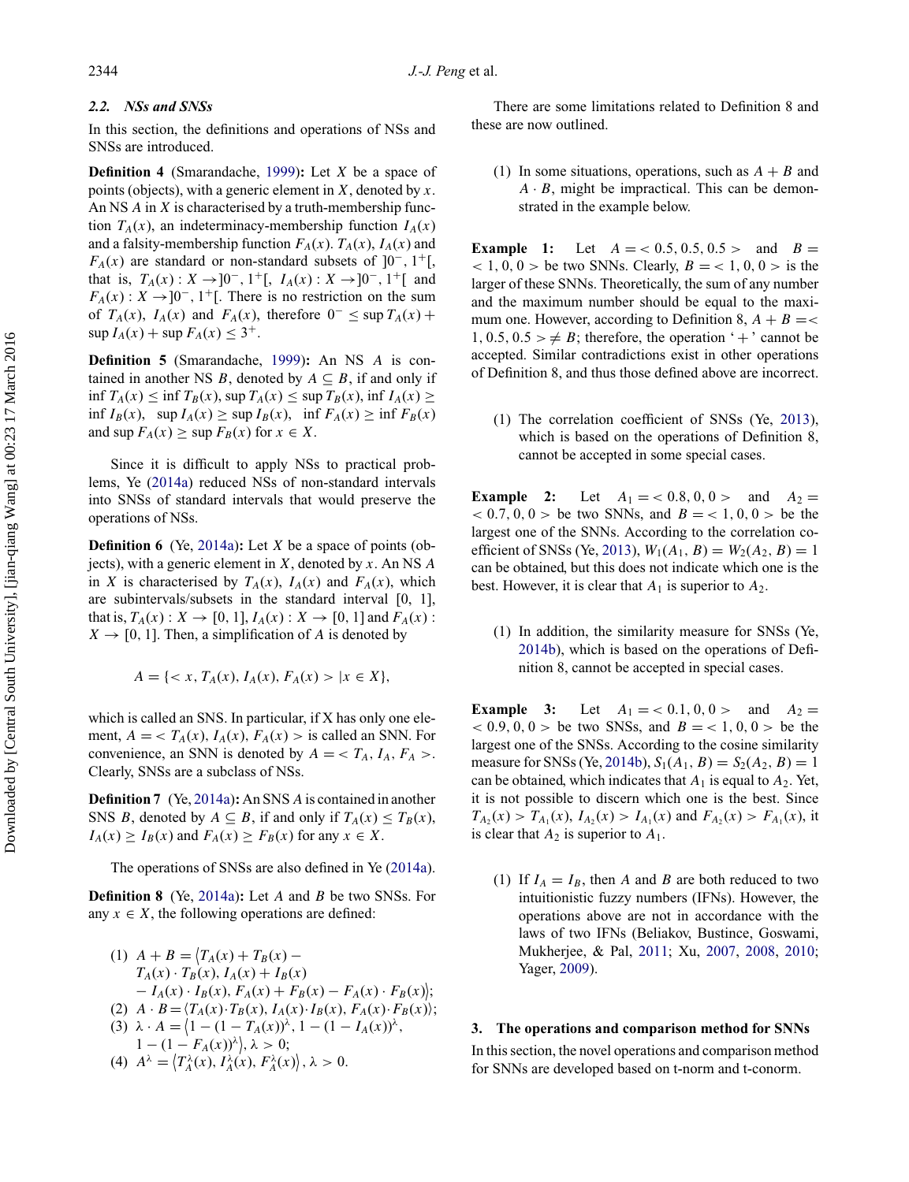### 2.2. NSs and SNSs

In this section, the definitions and operations of NSs and SNSs are introduced.

**Definition 4** (Smarandache, 1999)**:** Let $X$ be a space of points (objects), with a generic element in $X$, denoted by $x$. An NS $A$ in $X$ is characterised by a truth-membership function $T_A(x)$, an indeterminacy-membership function $I_A(x)$ and a falsity-membership function $F_A(x)$. $T_A(x)$, $I_A(x)$ and $F_A(x)$ are standard or non-standard subsets of $]0^-, 1^+[$, that is, $T_A(x) : X \to ]0^-, 1^+[$, $I_A(x) : X \to ]0^-, 1^+[$ and $F_A(x) : X \to ]0^-, 1^+[$. There is no restriction on the sum of $T_A(x)$, $I_A(x)$ and $F_A(x)$, therefore $0^- \leq \sup T_A(x) + \sup I_A(x) + \sup F_A(x) \leq 3^+$.

**Definition 5** (Smarandache, 1999)**:** An NS $A$ is contained in another NS $B$, denoted by $A \subseteq B$, if and only if $\inf T_A(x) \leq \inf T_B(x)$, $\sup T_A(x) \leq \sup T_B(x)$, $\inf I_A(x) \geq \inf I_B(x)$, $\sup I_A(x) \geq \sup I_B(x)$, $\inf F_A(x) \geq \inf F_B(x)$ and $\sup F_A(x) \geq \sup F_B(x)$ for $x \in X$.

Since it is difficult to apply NSs to practical problems, Ye (2014a) reduced NSs of non-standard intervals into SNSs of standard intervals that would preserve the operations of NSs.

**Definition 6** (Ye, 2014a)**:** Let $X$ be a space of points (objects), with a generic element in $X$, denoted by $x$. An NS $A$ in $X$ is characterised by $T_A(x)$, $I_A(x)$ and $F_A(x)$, which are subintervals/subsets in the standard interval [0, 1], that is, $T_A(x) : X \to [0, 1]$, $I_A(x) : X \to [0, 1]$ and $F_A(x) : X \to [0, 1]$. Then, a simplification of $A$ is denoted by

$$A = \{< x, T_A(x), I_A(x), F_A(x) > | x \in X\},$$

which is called an SNS. In particular, if X has only one element, $A =< T_A(x), I_A(x), F_A(x) >$ is called an SNN. For convenience, an SNN is denoted by $A =< T_A, I_A, F_A >$. Clearly, SNSs are a subclass of NSs.

**Definition 7** (Ye, 2014a)**:** An SNS $A$ is contained in another SNS $B$, denoted by $A \subseteq B$, if and only if $T_A(x) \leq T_B(x)$, $I_A(x) \geq I_B(x)$ and $F_A(x) \geq F_B(x)$ for any $x \in X$.

The operations of SNSs are also defined in Ye (2014a).

**Definition 8** (Ye, 2014a)**:** Let $A$ and $B$ be two SNSs. For any $x \in X$, the following operations are defined:

(1) $A + B = \langle T_A(x) + T_B(x) - T_A(x) \cdot T_B(x), I_A(x) + I_B(x) - I_A(x) \cdot I_B(x), F_A(x) + F_B(x) - F_A(x) \cdot F_B(x) \rangle$;

(2) $A \cdot B = \langle T_A(x) \cdot T_B(x), I_A(x) \cdot I_B(x), F_A(x) \cdot F_B(x) \rangle$;

(3) $\lambda \cdot A = \langle 1 - (1 - T_A(x))^\lambda, 1 - (1 - I_A(x))^\lambda, 1 - (1 - F_A(x))^\lambda \rangle, \lambda > 0$;

(4) $A^\lambda = \langle T_A^\lambda(x), I_A^\lambda(x), F_A^\lambda(x) \rangle, \lambda > 0$.

There are some limitations related to Definition 8 and these are now outlined.

(1) In some situations, operations, such as $A + B$ and $A \cdot B$, might be impractical. This can be demonstrated in the example below.

**Example 1:** Let $A =< 0.5, 0.5, 0.5 >$ and $B =< 1, 0, 0 >$ be two SNNs. Clearly, $B =< 1, 0, 0 >$ is the larger of these SNNs. Theoretically, the sum of any number and the maximum number should be equal to the maximum one. However, according to Definition 8, $A + B =< 1, 0.5, 0.5 > \neq B$; therefore, the operation '+' cannot be accepted. Similar contradictions exist in other operations of Definition 8, and thus those defined above are incorrect.

(1) The correlation coefficient of SNSs (Ye, 2013), which is based on the operations of Definition 8, cannot be accepted in some special cases.

**Example 2:** Let $A_1 =< 0.8, 0, 0 >$ and $A_2 =< 0.7, 0, 0 >$ be two SNNs, and $B =< 1, 0, 0 >$ be the largest one of the SNNs. According to the correlation coefficient of SNSs (Ye, 2013), $W_1(A_1, B) = W_2(A_2, B) = 1$ can be obtained, but this does not indicate which one is the best. However, it is clear that $A_1$ is superior to $A_2$.

(1) In addition, the similarity measure for SNSs (Ye, 2014b), which is based on the operations of Definition 8, cannot be accepted in special cases.

**Example 3:** Let $A_1 =< 0.1, 0, 0 >$ and $A_2 =< 0.9, 0, 0 >$ be two SNSs, and $B =< 1, 0, 0 >$ be the largest one of the SNSs. According to the cosine similarity measure for SNSs (Ye, 2014b), $S_1(A_1, B) = S_2(A_2, B) = 1$ can be obtained, which indicates that $A_1$ is equal to $A_2$. Yet, it is not possible to discern which one is the best. Since $T_{A_2}(x) > T_{A_1}(x)$, $I_{A_2}(x) > I_{A_1}(x)$ and $F_{A_2}(x) > F_{A_1}(x)$, it is clear that $A_2$ is superior to $A_1$.

(1) If $I_A = I_B$, then $A$ and $B$ are both reduced to two intuitionistic fuzzy numbers (IFNs). However, the operations above are not in accordance with the laws of two IFNs (Beliakov, Bustince, Goswami, Mukherjee, & Pal, 2011; Xu, 2007, 2008, 2010; Yager, 2009).

## 3. The operations and comparison method for SNNs

In this section, the novel operations and comparison method for SNNs are developed based on t-norm and t-conorm.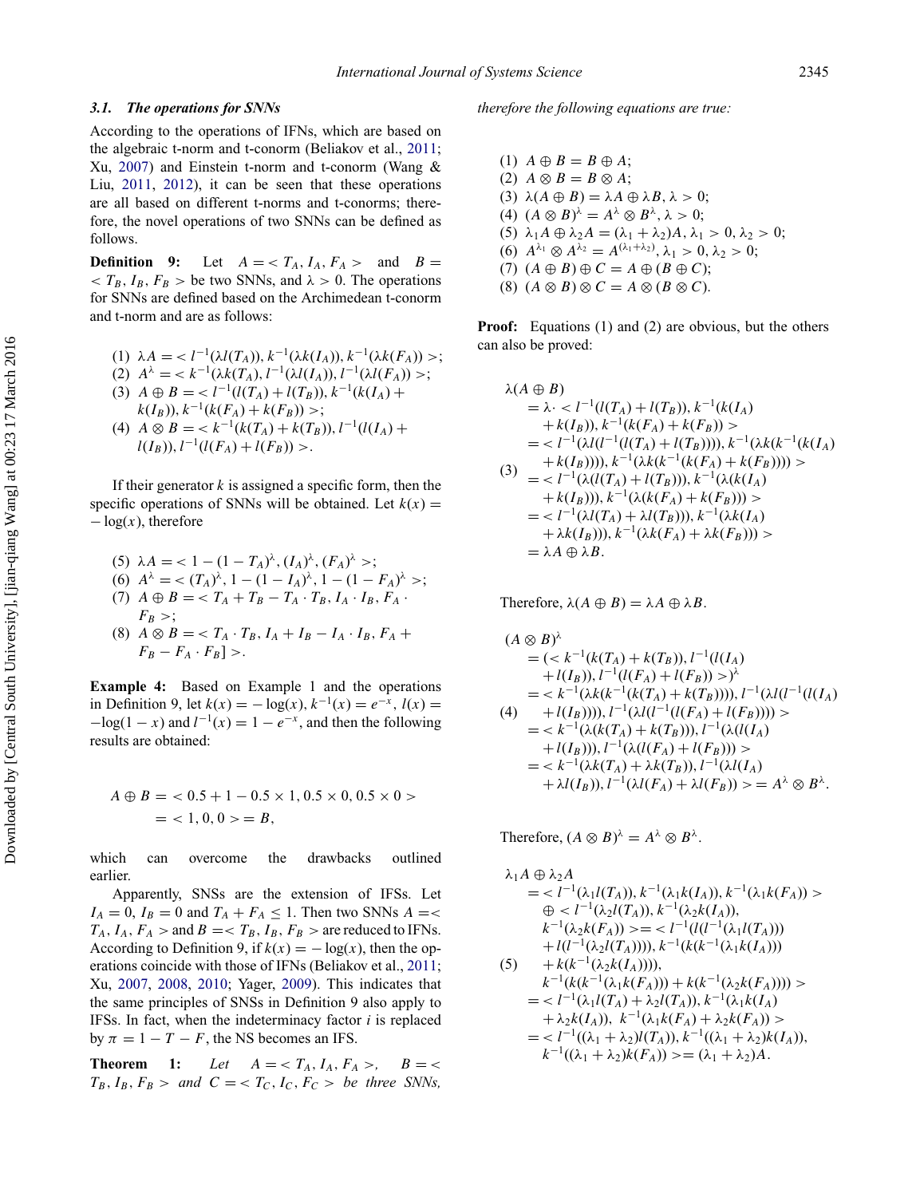### 3.1. The operations for SNNs

According to the operations of IFNs, which are based on the algebraic t-norm and t-conorm (Beliakov et al., 2011; Xu, 2007) and Einstein t-norm and t-conorm (Wang & Liu, 2011, 2012), it can be seen that these operations are all based on different t-norms and t-conorms; therefore, the novel operations of two SNNs can be defined as follows.

**Definition 9:** Let $A = < T_A, I_A, F_A >$ and $B = < T_B, I_B, F_B >$ be two SNNs, and $\lambda > 0$. The operations for SNNs are defined based on the Archimedean t-conorm and t-norm and are as follows:

(1) $\lambda A = < l^{-1}(\lambda l(T_A)), k^{-1}(\lambda k(I_A)), k^{-1}(\lambda k(F_A)) >$;
(2) $A^{\lambda} = < k^{-1}(\lambda k(T_A), l^{-1}(\lambda l(I_A)), l^{-1}(\lambda l(F_A)) >$;
(3) $A \oplus B = < l^{-1}(l(T_A) + l(T_B)), k^{-1}(k(I_A) + k(I_B)), k^{-1}(k(F_A) + k(F_B)) >$;
(4) $A \otimes B = < k^{-1}(k(T_A) + k(T_B)), l^{-1}(l(I_A) + l(I_B)), l^{-1}(l(F_A) + l(F_B)) >$.

If their generator $k$ is assigned a specific form, then the specific operations of SNNs will be obtained. Let $k(x) = -\log(x)$, therefore

(5) $\lambda A = < 1 - (1 - T_A)^{\lambda}, (I_A)^{\lambda}, (F_A)^{\lambda} >$;
(6) $A^{\lambda} = < (T_A)^{\lambda}, 1 - (1 - I_A)^{\lambda}, 1 - (1 - F_A)^{\lambda} >$;
(7) $A \oplus B = < T_A + T_B - T_A \cdot T_B, I_A \cdot I_B, F_A \cdot F_B >$;
(8) $A \otimes B = < T_A \cdot T_B, I_A + I_B - I_A \cdot I_B, F_A + F_B - F_A \cdot F_B] >$.

**Example 4:** Based on Example 1 and the operations in Definition 9, let $k(x) = -\log(x)$, $k^{-1}(x) = e^{-x}$, $l(x) = -\log(1 - x)$ and $l^{-1}(x) = 1 - e^{-x}$, and then the following results are obtained:

$$
\begin{aligned}
A \oplus B &= < 0.5 + 1 - 0.5 \times 1, 0.5 \times 0, 0.5 \times 0 > \\
&= < 1, 0, 0 > = B,
\end{aligned}
$$

which can overcome the drawbacks outlined earlier.

Apparently, SNSs are the extension of IFSs. Let $I_A = 0$, $I_B = 0$ and $T_A + F_A \leq 1$. Then two SNNs $A = < T_A, I_A, F_A >$ and $B = < T_B, I_B, F_B >$ are reduced to IFNs. According to Definition 9, if $k(x) = -\log(x)$, then the operations coincide with those of IFNs (Beliakov et al., 2011; Xu, 2007, 2008, 2010; Yager, 2009). This indicates that the same principles of SNSs in Definition 9 also apply to IFSs. In fact, when the indeterminacy factor $i$ is replaced by $\pi = 1 - T - F$, the NS becomes an IFS.

**Theorem 1:** *Let $A = < T_A, I_A, F_A >$, $B = < T_B, I_B, F_B >$ and $C = < T_C, I_C, F_C >$ be three SNNs, therefore the following equations are true:*

(1) $A \oplus B = B \oplus A$;
(2) $A \otimes B = B \otimes A$;
(3) $\lambda(A \oplus B) = \lambda A \oplus \lambda B, \lambda > 0$;
(4) $(A \otimes B)^{\lambda} = A^{\lambda} \otimes B^{\lambda}, \lambda > 0$;
(5) $\lambda_1 A \oplus \lambda_2 A = (\lambda_1 + \lambda_2)A, \lambda_1 > 0, \lambda_2 > 0$;
(6) $A^{\lambda_1} \otimes A^{\lambda_2} = A^{(\lambda_1 + \lambda_2)}, \lambda_1 > 0, \lambda_2 > 0$;
(7) $(A \oplus B) \oplus C = A \oplus (B \oplus C)$;
(8) $(A \otimes B) \otimes C = A \otimes (B \otimes C)$.

**Proof:** Equations (1) and (2) are obvious, but the others can also be proved:

$$
(3)\quad
\begin{aligned}
&\lambda(A \oplus B) \\
&= \lambda \cdot < l^{-1}(l(T_A) + l(T_B)), k^{-1}(k(I_A) + k(I_B)), k^{-1}(k(F_A) + k(F_B)) > \\
&= < l^{-1}(\lambda l(l^{-1}(l(T_A) + l(T_B)))), k^{-1}(\lambda k(k^{-1}(k(I_A) + k(I_B)))), k^{-1}(\lambda k(k^{-1}(k(F_A) + k(F_B)))) > \\
&= < l^{-1}(\lambda(l(T_A) + l(T_B))), k^{-1}(\lambda(k(I_A) + k(I_B))), k^{-1}(\lambda(k(F_A) + k(F_B))) > \\
&= < l^{-1}(\lambda l(T_A) + \lambda l(T_B))), k^{-1}(\lambda k(I_A) + \lambda k(I_B))), k^{-1}(\lambda k(F_A) + \lambda k(F_B))) > \\
&= \lambda A \oplus \lambda B.
\end{aligned}
$$

Therefore, $\lambda(A \oplus B) = \lambda A \oplus \lambda B$.

$$
(4)\quad
\begin{aligned}
&(A \otimes B)^{\lambda} \\
&= (< k^{-1}(k(T_A) + k(T_B)), l^{-1}(l(I_A) + l(I_B)), l^{-1}(l(F_A) + l(F_B)) >)^{\lambda} \\
&= < k^{-1}(\lambda k(k^{-1}(k(T_A) + k(T_B)))), l^{-1}(\lambda l(l^{-1}(l(I_A) + l(I_B)))), l^{-1}(\lambda l(l^{-1}(l(F_A) + l(F_B)))) > \\
&= < k^{-1}(\lambda(k(T_A) + k(T_B))), l^{-1}(\lambda(l(I_A) + l(I_B))), l^{-1}(\lambda(l(F_A) + l(F_B))) > \\
&= < k^{-1}(\lambda k(T_A) + \lambda k(T_B)), l^{-1}(\lambda l(I_A) + \lambda l(I_B)), l^{-1}(\lambda l(F_A) + \lambda l(F_B)) > = A^{\lambda} \otimes B^{\lambda}.
\end{aligned}
$$

Therefore, $(A \otimes B)^{\lambda} = A^{\lambda} \otimes B^{\lambda}$.

$$
(5)\quad
\begin{aligned}
&\lambda_1 A \oplus \lambda_2 A \\
&= < l^{-1}(\lambda_1 l(T_A)), k^{-1}(\lambda_1 k(I_A)), k^{-1}(\lambda_1 k(F_A)) > \oplus < l^{-1}(\lambda_2 l(T_A)), k^{-1}(\lambda_2 k(I_A)), k^{-1}(\lambda_2 k(F_A)) > \\
&= < l^{-1}(l(l^{-1}(\lambda_1 l(T_A))) + l(l^{-1}(\lambda_2 l(T_A)))), k^{-1}(k(k^{-1}(\lambda_1 k(I_A))) + k(k^{-1}(\lambda_2 k(I_A)))), \\
&\quad k^{-1}(k(k^{-1}(\lambda_1 k(F_A))) + k(k^{-1}(\lambda_2 k(F_A)))) > \\
&= < l^{-1}(\lambda_1 l(T_A) + \lambda_2 l(T_A)), k^{-1}(\lambda_1 k(I_A) + \lambda_2 k(I_A)), k^{-1}(\lambda_1 k(F_A) + \lambda_2 k(F_A)) > \\
&= < l^{-1}((\lambda_1 + \lambda_2) l(T_A)), k^{-1}((\lambda_1 + \lambda_2) k(I_A)), k^{-1}((\lambda_1 + \lambda_2) k(F_A)) > = (\lambda_1 + \lambda_2)A.
\end{aligned}
$$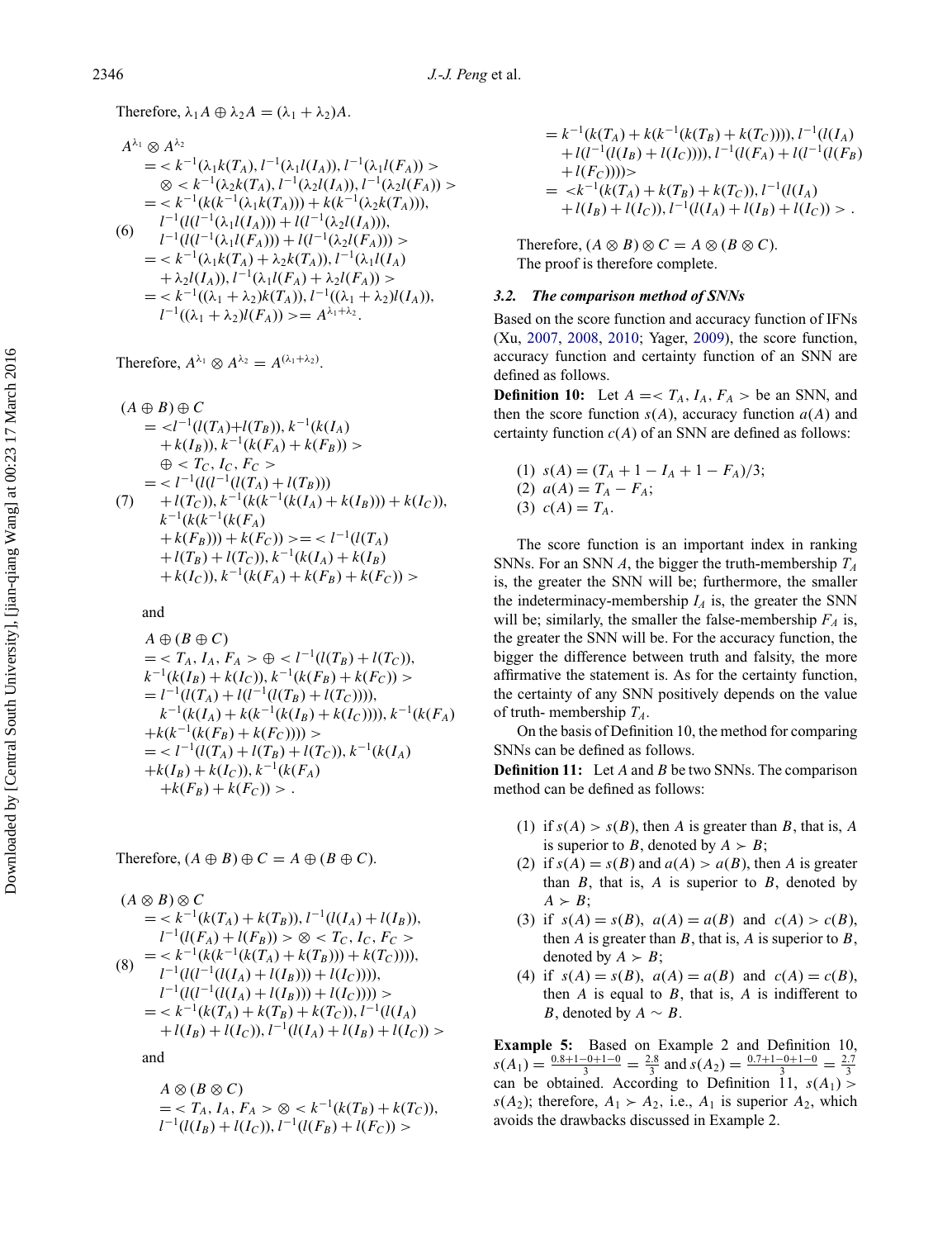Therefore, $\lambda_1 A \oplus \lambda_2 A = (\lambda_1 + \lambda_2)A$.

$$
\begin{aligned}
&A^{\lambda_1} \otimes A^{\lambda_2} \\
&= < k^{-1}(\lambda_1 k(T_A)), l^{-1}(\lambda_1 l(I_A)), l^{-1}(\lambda_1 l(F_A)) > \\
&\quad \otimes < k^{-1}(\lambda_2 k(T_A)), l^{-1}(\lambda_2 l(I_A)), l^{-1}(\lambda_2 l(F_A)) > \\
&= < k^{-1}(k(k^{-1}(\lambda_1 k(T_A))) + k(k^{-1}(\lambda_2 k(T_A))), \\
&\quad l^{-1}(l(l^{-1}(\lambda_1 l(I_A))) + l(l^{-1}(\lambda_2 l(I_A))), \\
&\quad l^{-1}(l(l^{-1}(\lambda_1 l(F_A))) + l(l^{-1}(\lambda_2 l(F_A))) > \\
&= < k^{-1}(\lambda_1 k(T_A) + \lambda_2 k(T_A)), l^{-1}(\lambda_1 l(I_A) \\
&\quad + \lambda_2 l(I_A)), l^{-1}(\lambda_1 l(F_A) + \lambda_2 l(F_A)) > \\
&= < k^{-1}((\lambda_1 + \lambda_2)k(T_A)), l^{-1}((\lambda_1 + \lambda_2)l(I_A)), \\
&\quad l^{-1}((\lambda_1 + \lambda_2)l(F_A)) >= A^{\lambda_1 + \lambda_2}.
\end{aligned} \tag{6}
$$

Therefore, $A^{\lambda_1} \otimes A^{\lambda_2} = A^{(\lambda_1 + \lambda_2)}$.

$$
\begin{aligned}
&(A \oplus B) \oplus C \\
&= <l^{-1}(l(T_A)+l(T_B)), k^{-1}(k(I_A) \\
&\quad + k(I_B)), k^{-1}(k(F_A) + k(F_B)) > \\
&\quad \oplus < T_C, I_C, F_C > \\
&= < l^{-1}(l(l^{-1}(l(T_A) + l(T_B))) \\
&\quad + l(T_C)), k^{-1}(k(k^{-1}(k(I_A) + k(I_B))) + k(I_C)), \\
&\quad k^{-1}(k(k^{-1}(k(F_A) \\
&\quad + k(F_B))) + k(F_C)) >= < l^{-1}(l(T_A) \\
&\quad + l(T_B) + l(T_C)), k^{-1}(k(I_A) + k(I_B) \\
&\quad + k(I_C)), k^{-1}(k(F_A) + k(F_B) + k(F_C)) >
\end{aligned} \tag{7}
$$

and

$$
\begin{aligned}
&A \oplus (B \oplus C) \\
&= < T_A, I_A, F_A > \oplus < l^{-1}(l(T_B) + l(T_C)), \\
&k^{-1}(k(I_B) + k(I_C)), k^{-1}(k(F_B) + k(F_C)) > \\
&= l^{-1}(l(T_A) + l(l^{-1}(l(T_B) + l(T_C)))), \\
&\quad k^{-1}(k(I_A) + k(k^{-1}(k(I_B) + k(I_C)))), k^{-1}(k(F_A) \\
&+k(k^{-1}(k(F_B) + k(F_C)))) > \\
&= < l^{-1}(l(T_A) + l(T_B) + l(T_C)), k^{-1}(k(I_A) \\
&+k(I_B) + k(I_C)), k^{-1}(k(F_A) \\
&\quad +k(F_B) + k(F_C)) > .
\end{aligned}
$$

Therefore, $(A \oplus B) \oplus C = A \oplus (B \oplus C)$.

$$
\begin{aligned}
&(A \otimes B) \otimes C \\
&= < k^{-1}(k(T_A) + k(T_B)), l^{-1}(l(I_A) + l(I_B)), \\
&\quad l^{-1}(l(F_A) + l(F_B)) > \otimes < T_C, I_C, F_C > \\
&= < k^{-1}(k(k^{-1}(k(T_A) + k(T_B))) + k(T_C))), \\
&\quad l^{-1}(l(l^{-1}(l(I_A) + l(I_B))) + l(I_C))), \\
&\quad l^{-1}(l(l^{-1}(l(I_A) + l(I_B))) + l(I_C)))) > \\
&= < k^{-1}(k(T_A) + k(T_B) + k(T_C)), l^{-1}(l(I_A) \\
&\quad + l(I_B) + l(I_C)), l^{-1}(l(I_A) + l(I_B) + l(I_C)) >
\end{aligned} \tag{8}
$$

and

$$
\begin{aligned}
&A \otimes (B \otimes C) \\
&= < T_A, I_A, F_A > \otimes < k^{-1}(k(T_B) + k(T_C)), \\
&l^{-1}(l(I_B) + l(I_C)), l^{-1}(l(F_B) + l(F_C)) > \\
&= k^{-1}(k(T_A) + k(k^{-1}(k(T_B) + k(T_C)))), l^{-1}(l(I_A) \\
&\quad + l(l^{-1}(l(I_B) + l(I_C)))), l^{-1}(l(F_A) + l(l^{-1}(l(F_B) \\
&\quad + l(F_C))))> \\
&= <k^{-1}(k(T_A) + k(T_B) + k(T_C)), l^{-1}(l(I_A) \\
&\quad + l(I_B) + l(I_C)), l^{-1}(l(I_A) + l(I_B) + l(I_C)) > .
\end{aligned}
$$

Therefore, $(A \otimes B) \otimes C = A \otimes (B \otimes C)$.

The proof is therefore complete.

### 3.2. The comparison method of SNNs

Based on the score function and accuracy function of IFNs (Xu, 2007, 2008, 2010; Yager, 2009), the score function, accuracy function and certainty function of an SNN are defined as follows.

**Definition 10:** Let $A =< T_A, I_A, F_A >$ be an SNN, and then the score function $s(A)$, accuracy function $a(A)$ and certainty function $c(A)$ of an SNN are defined as follows:

(1) $s(A) = (T_A + 1 - I_A + 1 - F_A)/3$;
(2) $a(A) = T_A - F_A$;
(3) $c(A) = T_A$.

The score function is an important index in ranking SNNs. For an SNN $A$, the bigger the truth-membership $T_A$ is, the greater the SNN will be; furthermore, the smaller the indeterminacy-membership $I_A$ is, the greater the SNN will be; similarly, the smaller the false-membership $F_A$ is, the greater the SNN will be. For the accuracy function, the bigger the difference between truth and falsity, the more affirmative the statement is. As for the certainty function, the certainty of any SNN positively depends on the value of truth- membership $T_A$.

On the basis of Definition 10, the method for comparing SNNs can be defined as follows.

**Definition 11:** Let $A$ and $B$ be two SNNs. The comparison method can be defined as follows:

(1) if $s(A) > s(B)$, then $A$ is greater than $B$, that is, $A$ is superior to $B$, denoted by $A \succ B$;
(2) if $s(A) = s(B)$ and $a(A) > a(B)$, then $A$ is greater than $B$, that is, $A$ is superior to $B$, denoted by $A \succ B$;
(3) if $s(A) = s(B)$, $a(A) = a(B)$ and $c(A) > c(B)$, then $A$ is greater than $B$, that is, $A$ is superior to $B$, denoted by $A \succ B$;
(4) if $s(A) = s(B)$, $a(A) = a(B)$ and $c(A) = c(B)$, then $A$ is equal to $B$, that is, $A$ is indifferent to $B$, denoted by $A \sim B$.

**Example 5:** Based on Example 2 and Definition 10, $s(A_1) = \frac{0.8+1-0+1-0}{3} = \frac{2.8}{3}$ and $s(A_2) = \frac{0.7+1-0+1-0}{3} = \frac{2.7}{3}$ can be obtained. According to Definition 11, $s(A_1) > s(A_2)$; therefore, $A_1 \succ A_2$, i.e., $A_1$ is superior $A_2$, which avoids the drawbacks discussed in Example 2.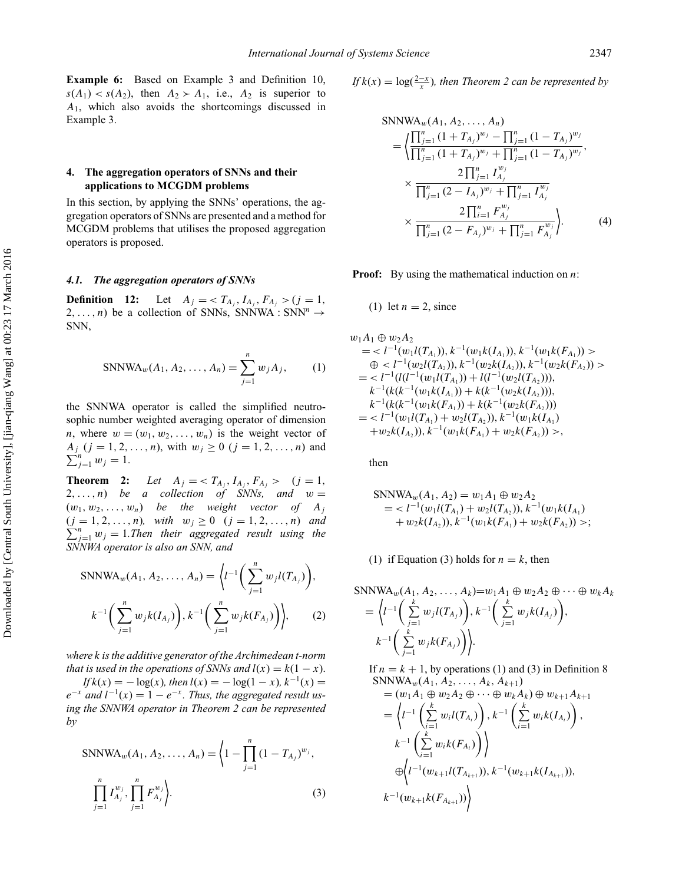**Example 6:** Based on Example 3 and Definition 10, $s(A_1) < s(A_2)$, then $A_2 \succ A_1$, i.e., $A_2$ is superior to $A_1$, which also avoids the shortcomings discussed in Example 3.

## 4. The aggregation operators of SNNs and their applications to MCGDM problems

In this section, by applying the SNNs' operations, the aggregation operators of SNNs are presented and a method for MCGDM problems that utilises the proposed aggregation operators is proposed.

### 4.1. The aggregation operators of SNNs

**Definition 12:** Let $A_j = < T_{A_j}, I_{A_j}, F_{A_j} > (j = 1, 2, \ldots, n)$ be a collection of SNNs, SNNWA : $\text{SNN}^n \to \text{SNN}$,

$$\text{SNNWA}_w(A_1, A_2, \ldots, A_n) = \sum_{j=1}^{n} w_j A_j, \qquad (1)$$

the SNNWA operator is called the simplified neutrosophic number weighted averaging operator of dimension $n$, where $w = (w_1, w_2, \ldots, w_n)$ is the weight vector of $A_j$ $(j = 1, 2, \ldots, n)$, with $w_j \geq 0$ $(j = 1, 2, \ldots, n)$ and $\sum_{j=1}^{n} w_j = 1$.

**Theorem 2:** *Let $A_j = < T_{A_j}, I_{A_j}, F_{A_j} >$ $(j = 1, 2, \ldots, n)$ be a collection of SNNs, and $w = (w_1, w_2, \ldots, w_n)$ be the weight vector of $A_j$ $(j = 1, 2, \ldots, n)$, with $w_j \geq 0$ $(j = 1, 2, \ldots, n)$ and $\sum_{j=1}^{n} w_j = 1$. Then their aggregated result using the SNNWA operator is also an SNN, and*

$$\text{SNNWA}_w(A_1, A_2, \ldots, A_n) = \left\langle l^{-1}\left(\sum_{j=1}^{n} w_j l(T_{A_j})\right), k^{-1}\left(\sum_{j=1}^{n} w_j k(I_{A_j})\right), k^{-1}\left(\sum_{j=1}^{n} w_j k(F_{A_j})\right)\right\rangle, \qquad (2)$$

*where $k$ is the additive generator of the Archimedean t-norm that is used in the operations of SNNs and $l(x) = k(1 - x)$.*

*If $k(x) = -\log(x)$, then $l(x) = -\log(1 - x)$, $k^{-1}(x) = e^{-x}$ and $l^{-1}(x) = 1 - e^{-x}$. Thus, the aggregated result using the SNNWA operator in Theorem 2 can be represented by*

$$\text{SNNWA}_w(A_1, A_2, \ldots, A_n) = \left\langle 1 - \prod_{j=1}^{n} (1 - T_{A_j})^{w_j}, \prod_{j=1}^{n} I_{A_j}^{w_j}, \prod_{j=1}^{n} F_{A_j}^{w_j}\right\rangle. \qquad (3)$$

*If $k(x) = \log(\frac{2-x}{x})$, then Theorem 2 can be represented by*

$$\begin{aligned}\text{SNNWA}_w(A_1, A_2, \ldots, A_n) &= \left\langle \frac{\prod_{j=1}^{n} (1 + T_{A_j})^{w_j} - \prod_{j=1}^{n} (1 - T_{A_j})^{w_j}}{\prod_{j=1}^{n} (1 + T_{A_j})^{w_j} + \prod_{j=1}^{n} (1 - T_{A_j})^{w_j}}, \right. \\ &\times \frac{2\prod_{j=1}^{n} I_{A_j}^{w_j}}{\prod_{j=1}^{n} (2 - I_{A_j})^{w_j} + \prod_{j=1}^{n} I_{A_j}^{w_j}} \\ &\times \left. \frac{2\prod_{i=1}^{n} F_{A_j}^{w_j}}{\prod_{j=1}^{n} (2 - F_{A_j})^{w_j} + \prod_{j=1}^{n} F_{A_j}^{w_j}}\right\rangle. \qquad (4)\end{aligned}$$

**Proof:** By using the mathematical induction on $n$:

(1) let $n = 2$, since

$$\begin{aligned} w_1 A_1 \oplus w_2 A_2 &= < l^{-1}(w_1 l(T_{A_1})), k^{-1}(w_1 k(I_{A_1})), k^{-1}(w_1 k(F_{A_1})) > \\ &\quad \oplus < l^{-1}(w_2 l(T_{A_2})), k^{-1}(w_2 k(I_{A_2})), k^{-1}(w_2 k(F_{A_2})) > \\ &= < l^{-1}(l(l^{-1}(w_1 l(T_{A_1})) + l(l^{-1}(w_2 l(T_{A_2}))), \\ &\quad k^{-1}(k(k^{-1}(w_1 k(I_{A_1})) + k(k^{-1}(w_2 k(I_{A_2}))), \\ &\quad k^{-1}(k(k^{-1}(w_1 k(F_{A_1})) + k(k^{-1}(w_2 k(F_{A_2}))) \\ &= < l^{-1}(w_1 l(T_{A_1}) + w_2 l(T_{A_2})), k^{-1}(w_1 k(I_{A_1}) \\ &\quad + w_2 k(I_{A_2})), k^{-1}(w_1 k(F_{A_1}) + w_2 k(F_{A_2})) >, \end{aligned}$$

then

$$\begin{aligned} \text{SNNWA}_w(A_1, A_2) &= w_1 A_1 \oplus w_2 A_2 \\ &= < l^{-1}(w_1 l(T_{A_1}) + w_2 l(T_{A_2})), k^{-1}(w_1 k(I_{A_1}) \\ &\quad + w_2 k(I_{A_2})), k^{-1}(w_1 k(F_{A_1}) + w_2 k(F_{A_2})) >; \end{aligned}$$

(1) if Equation (3) holds for $n = k$, then

$$\begin{aligned} \text{SNNWA}_w(A_1, A_2, \ldots, A_k) &= w_1 A_1 \oplus w_2 A_2 \oplus \cdots \oplus w_k A_k \\ &= \left\langle l^{-1}\left(\sum_{j=1}^{k} w_j l(T_{A_j})\right), k^{-1}\left(\sum_{j=1}^{k} w_j k(I_{A_j})\right), \right. \\ &\quad \left. k^{-1}\left(\sum_{j=1}^{k} w_j k(F_{A_j})\right)\right\rangle. \end{aligned}$$

If $n = k + 1$, by operations (1) and (3) in Definition 8

$$\begin{aligned} &\text{SNNWA}_w(A_1, A_2, \ldots, A_k, A_{k+1}) \\ &= (w_1 A_1 \oplus w_2 A_2 \oplus \cdots \oplus w_k A_k) \oplus w_{k+1} A_{k+1} \\ &= \left\langle l^{-1}\left(\sum_{i=1}^{k} w_i l(T_{A_i})\right), k^{-1}\left(\sum_{i=1}^{k} w_i k(I_{A_i})\right), \right. \\ &\quad \left. k^{-1}\left(\sum_{i=1}^{k} w_i k(F_{A_i})\right)\right\rangle \\ &\quad \oplus \left\langle l^{-1}(w_{k+1} l(T_{A_{k+1}})), k^{-1}(w_{k+1} k(I_{A_{k+1}})), \right. \\ &\quad \left. k^{-1}(w_{k+1} k(F_{A_{k+1}}))\right\rangle \end{aligned}$$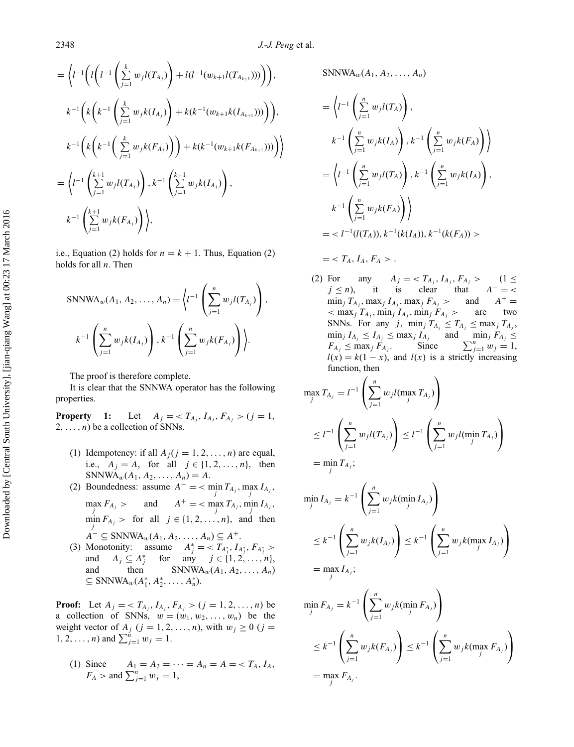$$= \left\langle l^{-1}\left( l\left( l^{-1}\left(\sum_{j=1}^{k} w_j l(T_{A_j})\right) + l(l^{-1}(w_{k+1} l(T_{A_{k+1}})))\right)\right),\right.$$

$$k^{-1}\left( k\left( k^{-1}\left(\sum_{j=1}^{k} w_j k(I_{A_j})\right) + k(k^{-1}(w_{k+1} k(I_{A_{k+1}})))\right)\right),$$

$$\left. k^{-1}\left( k\left( k^{-1}\left(\sum_{j=1}^{k} w_j k(F_{A_j})\right)\right) + k(k^{-1}(w_{k+1} k(F_{A_{k+1}})))\right)\right\rangle$$

$$= \left\langle l^{-1}\left(\sum_{j=1}^{k+1} w_j l(T_{A_j})\right), k^{-1}\left(\sum_{j=1}^{k+1} w_j k(I_{A_j})\right),\right.$$

$$\left. k^{-1}\left(\sum_{j=1}^{k+1} w_j k(F_{A_j})\right)\right\rangle,$$

i.e., Equation (2) holds for $n = k + 1$. Thus, Equation (2) holds for all $n$. Then

$$\text{SNNWA}_w(A_1, A_2, \ldots, A_n) = \left\langle l^{-1}\left(\sum_{j=1}^{n} w_j l(T_{A_j})\right),\right.$$

$$\left. k^{-1}\left(\sum_{j=1}^{n} w_j k(I_{A_j})\right), k^{-1}\left(\sum_{j=1}^{n} w_j k(F_{A_j})\right)\right\rangle.$$

The proof is therefore complete.

It is clear that the SNNWA operator has the following properties.

**Property 1:** Let $A_j = < T_{A_j}, I_{A_j}, F_{A_j} >$ $(j = 1, 2, \ldots, n)$ be a collection of SNNs.

(1) Idempotency: if all $A_j (j = 1, 2, \ldots, n)$ are equal, i.e., $A_j = A$, for all $j \in \{1, 2, \ldots, n\}$, then $\text{SNNWA}_w(A_1, A_2, \ldots, A_n) = A$.
(2) Boundedness: assume $A^- = < \min_j T_{A_j}, \max_j I_{A_j}, \max_j F_{A_j} >$ and $A^+ = < \max_j T_{A_j}, \min_j I_{A_j}, \min_j F_{A_j} >$ for all $j \in \{1, 2, \ldots, n\}$, and then $A^- \subseteq \text{SNNWA}_w(A_1, A_2, \ldots, A_n) \subseteq A^+$.
(3) Monotonity: assume $A_j^* = < T_{A_j^*}, I_{A_j^*}, F_{A_j^*} >$ and $A_j \subseteq A_j^*$ for any $j \in \{1, 2, \ldots, n\}$, and then $\text{SNNWA}_w(A_1, A_2, \ldots, A_n) \subseteq \text{SNNWA}_w(A_1^*, A_2^*, \ldots, A_n^*)$.

**Proof:** Let $A_j = < T_{A_j}, I_{A_j}, F_{A_j} >$ $(j = 1, 2, \ldots, n)$ be a collection of SNNs, $w = (w_1, w_2, \ldots, w_n)$ be the weight vector of $A_j$ $(j = 1, 2, \ldots, n)$, with $w_j \geq 0$ $(j = 1, 2, \ldots, n)$ and $\sum_{j=1}^{n} w_j = 1$.

(1) Since $A_1 = A_2 = \cdots = A_n = A = < T_A, I_A, F_A >$ and $\sum_{j=1}^{n} w_j = 1$,

$$\text{SNNWA}_w(A_1, A_2, \ldots, A_n)$$

$$= \left\langle l^{-1}\left(\sum_{j=1}^{n} w_j l(T_A)\right), k^{-1}\left(\sum_{j=1}^{n} w_j k(I_A)\right), k^{-1}\left(\sum_{j=1}^{n} w_j k(F_A)\right)\right\rangle$$

$$= \left\langle l^{-1}\left(\sum_{j=1}^{n} w_j l(T_A)\right), k^{-1}\left(\sum_{j=1}^{n} w_j k(I_A)\right), k^{-1}\left(\sum_{j=1}^{n} w_j k(F_A)\right)\right\rangle$$

$$= < l^{-1}(l(T_A)), k^{-1}(k(I_A)), k^{-1}(k(F_A)) >$$

$$= < T_A, I_A, F_A > .$$

(2) For any $A_j = < T_{A_j}, I_{A_j}, F_{A_j} >$ $(1 \leq j \leq n)$, it is clear that $A^- = < \min_j T_{A_j}, \max_j I_{A_j}, \max_j F_{A_j} >$ and $A^+ = < \max_j T_{A_j}, \min_j I_{A_j}, \min_j F_{A_j} >$ are two SNNs. For any $j$, $\min_j T_{A_j} \leq T_{A_j} \leq \max_j T_{A_j}$, $\min_j I_{A_j} \leq I_{A_j} \leq \max_j I_{A_j}$ and $\min_j F_{A_j} \leq F_{A_j} \leq \max_j F_{A_j}$. Since $\sum_{j=1}^{n} w_j = 1$, $l(x) = k(1 - x)$, and $l(x)$ is a strictly increasing function, then

$$\max_j T_{A_j} = l^{-1}\left(\sum_{j=1}^{n} w_j l(\max_j T_{A_j})\right)$$

$$\leq l^{-1}\left(\sum_{j=1}^{n} w_j l(T_{A_j})\right) \leq l^{-1}\left(\sum_{j=1}^{n} w_j l(\min_j T_{A_j})\right)$$

$$= \min_j T_{A_j};$$

$$\min_j I_{A_j} = k^{-1}\left(\sum_{j=1}^{n} w_j k(\min_j I_{A_j})\right)$$

$$\leq k^{-1}\left(\sum_{j=1}^{n} w_j k(I_{A_j})\right) \leq k^{-1}\left(\sum_{j=1}^{n} w_j k(\max_j I_{A_j})\right)$$

$$= \max_j I_{A_j};$$

$$\min_j F_{A_j} = k^{-1}\left(\sum_{j=1}^{n} w_j k(\min_j F_{A_j})\right)$$

$$\leq k^{-1}\left(\sum_{j=1}^{n} w_j k(F_{A_j})\right) \leq k^{-1}\left(\sum_{j=1}^{n} w_j k(\max_j F_{A_j})\right)$$

$$= \max_j F_{A_j}.$$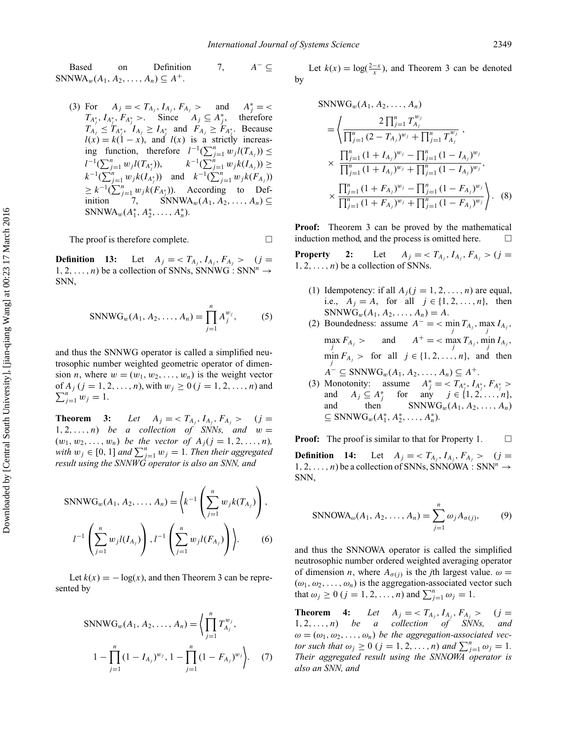Based on Definition 7, $A^- \subseteq \text{SNNWA}_w(A_1, A_2, \ldots, A_n) \subseteq A^+$.

(3) For $A_j = < T_{A_j}, I_{A_j}, F_{A_j} >$ and $A_j^* = < T_{A_j^*}, I_{A_j^*}, F_{A_j^*} >$. Since $A_j \subseteq A_j^*$, therefore $T_{A_j} \leq T_{A_j^*}$, $I_{A_j} \geq I_{A_j^*}$ and $F_{A_j} \geq F_{A_j^*}$. Because $l(x) = k(1-x)$, and $l(x)$ is a strictly increasing function, therefore $l^{-1}(\sum_{j=1}^{n} w_j l(T_{A_j})) \leq l^{-1}(\sum_{j=1}^{n} w_j l(T_{A_j^*}))$, $k^{-1}(\sum_{j=1}^{n} w_j k(I_{A_j})) \geq k^{-1}(\sum_{j=1}^{n} w_j k(I_{A_j^*}))$ and $k^{-1}(\sum_{j=1}^{n} w_j k(F_{A_j})) \geq k^{-1}(\sum_{j=1}^{n} w_j k(F_{A_j^*}))$. According to Definition 7, $\text{SNNWA}_w(A_1, A_2, \ldots, A_n) \subseteq \text{SNNWA}_w(A_1^*, A_2^*, \ldots, A_n^*)$.

The proof is therefore complete. □

**Definition 13:** Let $A_j = < T_{A_j}, I_{A_j}, F_{A_j} >$ $(j = 1, 2, \ldots, n)$ be a collection of SNNs, SNNWG : $\text{SNN}^n \to \text{SNN}$,

$$\text{SNNWG}_w(A_1, A_2, \ldots, A_n) = \prod_{j=1}^{n} A_j^{w_j}, \tag{5}$$

and thus the SNNWG operator is called a simplified neutrosophic number weighted geometric operator of dimension $n$, where $w = (w_1, w_2, \ldots, w_n)$ is the weight vector of $A_j$ $(j = 1, 2, \ldots, n)$, with $w_j \geq 0$ $(j = 1, 2, \ldots, n)$ and $\sum_{j=1}^{n} w_j = 1$.

**Theorem 3:** *Let $A_j = < T_{A_j}, I_{A_j}, F_{A_j} >$ $(j = 1, 2, \ldots, n)$ be a collection of SNNs, and $w = (w_1, w_2, \ldots, w_n)$ be the vector of $A_j (j = 1, 2, \ldots, n)$, with $w_j \in [0, 1]$ and $\sum_{j=1}^{n} w_j = 1$. Then their aggregated result using the SNNWG operator is also an SNN, and*

$$\text{SNNWG}_w(A_1, A_2, \ldots, A_n) = \left\langle k^{-1}\left(\sum_{j=1}^{n} w_j k(T_{A_j})\right), l^{-1}\left(\sum_{j=1}^{n} w_j l(I_{A_j})\right), l^{-1}\left(\sum_{j=1}^{n} w_j l(F_{A_j})\right)\right\rangle. \tag{6}$$

Let $k(x) = -\log(x)$, and then Theorem 3 can be represented by

$$\text{SNNWG}_w(A_1, A_2, \ldots, A_n) = \left\langle \prod_{j=1}^{n} T_{A_j}^{w_j}, 1 - \prod_{j=1}^{n} (1 - I_{A_j})^{w_j}, 1 - \prod_{j=1}^{n} (1 - F_{A_j})^{w_j} \right\rangle. \tag{7}$$

Let $k(x) = \log(\frac{2-x}{x})$, and Theorem 3 can be denoted by

$$\text{SNNWG}_w(A_1, A_2, \ldots, A_n) = \left\langle \frac{2\prod_{j=1}^{n} T_{A_j}^{w_j}}{\prod_{j=1}^{n} (2 - T_{A_j})^{w_j} + \prod_{j=1}^{n} T_{A_j}^{w_j}}, \times \frac{\prod_{j=1}^{n} (1 + I_{A_j})^{w_j} - \prod_{j=1}^{n} (1 - I_{A_j})^{w_j}}{\prod_{j=1}^{n} (1 + I_{A_j})^{w_j} + \prod_{j=1}^{n} (1 - I_{A_j})^{w_j}}, \times \frac{\prod_{j=1}^{n} (1 + F_{A_j})^{w_j} - \prod_{j=1}^{n} (1 - F_{A_j})^{w_j}}{\prod_{j=1}^{n} (1 + F_{A_j})^{w_j} + \prod_{j=1}^{n} (1 - F_{A_j})^{w_j}} \right\rangle. \tag{8}$$

**Proof:** Theorem 3 can be proved by the mathematical induction method, and the process is omitted here. □

**Property 2:** Let $A_j = < T_{A_j}, I_{A_j}, F_{A_j} >$ $(j = 1, 2, \ldots, n)$ be a collection of SNNs.

(1) Idempotency: if all $A_j (j = 1, 2, \ldots, n)$ are equal, i.e., $A_j = A$, for all $j \in \{1, 2, \ldots, n\}$, then $\text{SNNWG}_w(A_1, A_2, \ldots, A_n) = A$.
(2) Boundedness: assume $A^- = < \min_j T_{A_j}, \max_j I_{A_j}, \max_j F_{A_j} >$ and $A^+ = < \max_j T_{A_j}, \min_j I_{A_j}, \min_j F_{A_j} >$ for all $j \in \{1, 2, \ldots, n\}$, and then $A^- \subseteq \text{SNNWG}_w(A_1, A_2, \ldots, A_n) \subseteq A^+$.
(3) Monotonity: assume $A_j^* = < T_{A_j^*}, I_{A_j^*}, F_{A_j^*} >$ and $A_j \subseteq A_j^*$ for any $j \in \{1, 2, \ldots, n\}$, and then $\text{SNNWG}_w(A_1, A_2, \ldots, A_n) \subseteq \text{SNNWG}_w(A_1^*, A_2^*, \ldots, A_n^*)$.

**Proof:** The proof is similar to that for Property 1. □

**Definition 14:** Let $A_j = < T_{A_j}, I_{A_j}, F_{A_j} >$ $(j = 1, 2, \ldots, n)$ be a collection of SNNs, SNNOWA : $\text{SNN}^n \to \text{SNN}$,

$$\text{SNNOWA}_\omega(A_1, A_2, \ldots, A_n) = \sum_{j=1}^{n} \omega_j A_{\sigma(j)}, \tag{9}$$

and thus the SNNOWA operator is called the simplified neutrosophic number ordered weighted averaging operator of dimension $n$, where $A_{\sigma(j)}$ is the $j$th largest value. $\omega = (\omega_1, \omega_2, \ldots, \omega_n)$ is the aggregation-associated vector such that $\omega_j \geq 0$ $(j = 1, 2, \ldots, n)$ and $\sum_{j=1}^{n} \omega_j = 1$.

**Theorem 4:** *Let $A_j = < T_{A_j}, I_{A_j}, F_{A_j} >$ $(j = 1, 2, \ldots, n)$ be a collection of SNNs, and $\omega = (\omega_1, \omega_2, \ldots, \omega_n)$ be the aggregation-associated vector such that $\omega_j \geq 0$ $(j = 1, 2, \ldots, n)$ and $\sum_{j=1}^{n} \omega_j = 1$. Their aggregated result using the SNNOWA operator is also an SNN, and*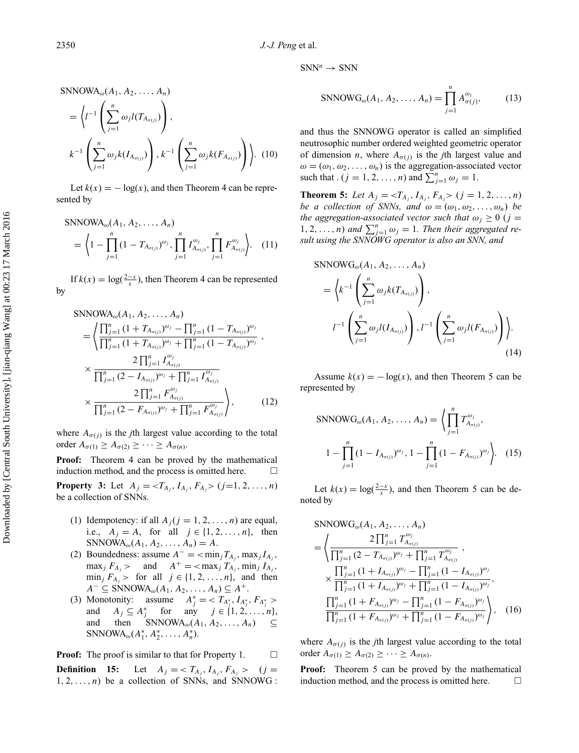$$\text{SNNOWA}_\omega(A_1, A_2, \ldots, A_n)$$
$$= \left\langle l^{-1}\left(\sum_{j=1}^{n} \omega_j l(T_{A_{\sigma(j)}})\right), k^{-1}\left(\sum_{j=1}^{n} \omega_j k(I_{A_{\sigma(j)}})\right), k^{-1}\left(\sum_{j=1}^{n} \omega_j k(F_{A_{\sigma(j)}})\right)\right\rangle. \quad (10)$$

Let $k(x) = -\log(x)$, and then Theorem 4 can be represented by

$$\text{SNNOWA}_\omega(A_1, A_2, \ldots, A_n) = \left\langle 1 - \prod_{j=1}^{n}(1 - T_{A_{\sigma(j)}})^{\omega_j}, \prod_{j=1}^{n} I_{A_{\sigma(j)}}^{\omega_j}, \prod_{j=1}^{n} F_{A_{\sigma(j)}}^{\omega_j}\right\rangle. \quad (11)$$

If $k(x) = \log(\frac{2-x}{x})$, then Theorem 4 can be represented by

$$\text{SNNOWA}_\omega(A_1, A_2, \ldots, A_n) = \left\langle \frac{\prod_{j=1}^{n}(1 + T_{A_{\sigma(j)}})^{\omega_j} - \prod_{j=1}^{n}(1 - T_{A_{\sigma(j)}})^{\omega_j}}{\prod_{j=1}^{n}(1 + T_{A_{\sigma(j)}})^{\omega_j} + \prod_{j=1}^{n}(1 - T_{A_{\sigma(j)}})^{\omega_j}}, \times \frac{2\prod_{j=1}^{n} I_{A_{\sigma(j)}}^{\omega_j}}{\prod_{j=1}^{n}(2 - I_{A_{\sigma(j)}})^{\omega_j} + \prod_{j=1}^{n} I_{A_{\sigma(j)}}^{\omega_j}} \times \frac{2\prod_{j=1}^{n} F_{A_{\sigma(j)}}^{\omega_j}}{\prod_{j=1}^{n}(2 - F_{A_{\sigma(j)}})^{\omega_j} + \prod_{j=1}^{n} F_{A_{\sigma(j)}}^{\omega_j}}\right\rangle, \quad (12)$$

where $A_{\sigma(j)}$ is the $j$th largest value according to the total order $A_{\sigma(1)} \geq A_{\sigma(2)} \geq \cdots \geq A_{\sigma(n)}$.

**Proof:** Theorem 4 can be proved by the mathematical induction method, and the process is omitted here. □

**Property 3:** Let $A_j = <T_{A_j}, I_{A_j}, F_{A_j}>$ $(j=1, 2, \ldots, n)$ be a collection of SNNs.

(1) Idempotency: if all $A_j (j = 1, 2, \ldots, n)$ are equal, i.e., $A_j = A$, for all $j \in \{1, 2, \ldots, n\}$, then $\text{SNNOWA}_\omega(A_1, A_2, \ldots, A_n) = A$.

(2) Boundedness: assume $A^- = <\min_j T_{A_j}, \max_j I_{A_j}, \max_j F_{A_j}>$ and $A^+ = <\max_j T_{A_j}, \min_j I_{A_j}, \min_j F_{A_j}>$ for all $j \in \{1, 2, \ldots, n\}$, and then $A^- \subseteq \text{SNNOWA}_\omega(A_1, A_2, \ldots, A_n) \subseteq A^+$.

(3) Monotonity: assume $A_j^* = <T_{A_j^*}, I_{A_j^*}, F_{A_j^*}>$ and $A_j \subseteq A_j^*$ for any $j \in \{1, 2, \ldots, n\}$, and then $\text{SNNOWA}_\omega(A_1, A_2, \ldots, A_n) \subseteq \text{SNNOWA}_\omega(A_1^*, A_2^*, \ldots, A_n^*)$.

**Proof:** The proof is similar to that for Property 1. □

**Definition 15:** Let $A_j = <T_{A_j}, I_{A_j}, F_{A_j}>$ $(j = 1, 2, \ldots, n)$ be a collection of SNNs, and SNNOWG : $\text{SNN}^n \rightarrow \text{SNN}$

$$\text{SNNOWG}_\omega(A_1, A_2, \ldots, A_n) = \prod_{j=1}^{n} A_{\sigma(j)}^{\omega_j}, \quad (13)$$

and thus the SNNOWG operator is called an simplified neutrosophic number ordered weighted geometric operator of dimension $n$, where $A_{\sigma(j)}$ is the $j$th largest value and $\omega = (\omega_1, \omega_2, \ldots, \omega_n)$ is the aggregation-associated vector such that . $(j = 1, 2, \ldots, n)$ and $\sum_{j=1}^{n} \omega_j = 1$.

**Theorem 5:** *Let $A_j = <T_{A_j}, I_{A_j}, F_{A_j}>$ $(j = 1, 2, \ldots, n)$ be a collection of SNNs, and $\omega = (\omega_1, \omega_2, \ldots, \omega_n)$ be the aggregation-associated vector such that $\omega_j \geq 0$ $(j = 1, 2, \ldots, n)$ and $\sum_{j=1}^{n} \omega_j = 1$. Then their aggregated result using the SNNOWG operator is also an SNN, and*

$$\text{SNNOWG}_\omega(A_1, A_2, \ldots, A_n) = \left\langle k^{-1}\left(\sum_{j=1}^{n} \omega_j k(T_{A_{\sigma(j)}})\right), l^{-1}\left(\sum_{j=1}^{n} \omega_j l(I_{A_{\sigma(j)}})\right), l^{-1}\left(\sum_{j=1}^{n} \omega_j l(F_{A_{\sigma(j)}})\right)\right\rangle. \quad (14)$$

Assume $k(x) = -\log(x)$, and then Theorem 5 can be represented by

$$\text{SNNOWG}_\omega(A_1, A_2, \ldots, A_n) = \left\langle \prod_{j=1}^{n} T_{A_{\sigma(j)}}^{\omega_j}, 1 - \prod_{j=1}^{n}(1 - I_{A_{\sigma(j)}})^{\omega_j}, 1 - \prod_{j=1}^{n}(1 - F_{A_{\sigma(j)}})^{\omega_j}\right\rangle. \quad (15)$$

Let $k(x) = \log(\frac{2-x}{x})$, and then Theorem 5 can be denoted by

$$\text{SNNOWG}_\omega(A_1, A_2, \ldots, A_n) = \left\langle \frac{2\prod_{j=1}^{n} T_{A_{\sigma(j)}}^{\omega_j}}{\prod_{j=1}^{n}(2 - T_{A_{\sigma(j)}})^{\omega_j} + \prod_{j=1}^{n} T_{A_{\sigma(j)}}^{\omega_j}}, \times \frac{\prod_{j=1}^{n}(1 + I_{A_{\sigma(j)}})^{\omega_j} - \prod_{j=1}^{n}(1 - I_{A_{\sigma(j)}})^{\omega_j}}{\prod_{j=1}^{n}(1 + I_{A_{\sigma(j)}})^{\omega_j} + \prod_{j=1}^{n}(1 - I_{A_{\sigma(j)}})^{\omega_j}}, \frac{\prod_{j=1}^{n}(1 + F_{A_{\sigma(j)}})^{\omega_j} - \prod_{j=1}^{n}(1 - F_{A_{\sigma(j)}})^{\omega_j}}{\prod_{j=1}^{n}(1 + F_{A_{\sigma(j)}})^{\omega_j} + \prod_{j=1}^{n}(1 - F_{A_{\sigma(j)}})^{\omega_j}}\right\rangle, \quad (16)$$

where $A_{\sigma(j)}$ is the $j$th largest value according to the total order $A_{\sigma(1)} \geq A_{\sigma(2)} \geq \cdots \geq A_{\sigma(n)}$.

**Proof:** Theorem 5 can be proved by the mathematical induction method, and the process is omitted here. □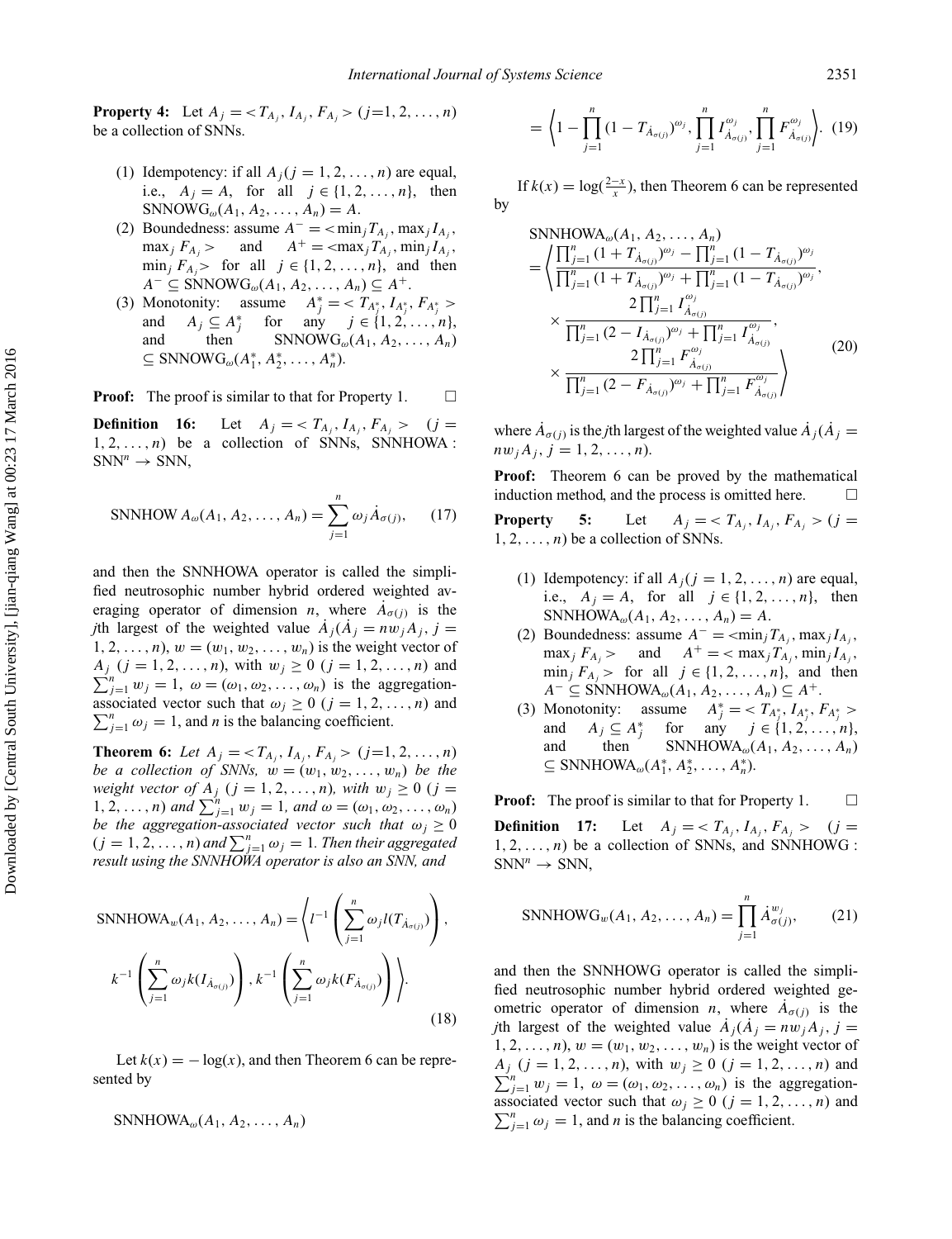**Property 4:** Let $A_j = <T_{A_j}, I_{A_j}, F_{A_j}>$ $(j=1, 2, \ldots, n)$ be a collection of SNNs.

1. Idempotency: if all $A_j (j = 1, 2, \ldots, n)$ are equal, i.e., $A_j = A$, for all $j \in \{1, 2, \ldots, n\}$, then $\text{SNNOWG}_{\omega}(A_1, A_2, \ldots, A_n) = A$.
2. Boundedness: assume $A^- = <\min_j T_{A_j}, \max_j I_{A_j}, \max_j F_{A_j}>$ and $A^+ = <\max_j T_{A_j}, \min_j I_{A_j}, \min_j F_{A_j}>$ for all $j \in \{1, 2, \ldots, n\}$, and then $A^- \subseteq \text{SNNOWG}_{\omega}(A_1, A_2, \ldots, A_n) \subseteq A^+$.
3. Monotonity: assume $A_j^* = <T_{A_j^*}, I_{A_j^*}, F_{A_j^*}>$ and $A_j \subseteq A_j^*$ for any $j \in \{1, 2, \ldots, n\}$, and then $\text{SNNOWG}_{\omega}(A_1, A_2, \ldots, A_n) \subseteq \text{SNNOWG}_{\omega}(A_1^*, A_2^*, \ldots, A_n^*)$.

**Proof:** The proof is similar to that for Property 1. □

**Definition 16:** Let $A_j = <T_{A_j}, I_{A_j}, F_{A_j}>$ $(j = 1, 2, \ldots, n)$ be a collection of SNNs, SNNHOWA : $\text{SNN}^n \to \text{SNN}$,

$$\text{SNNHOW}\,A_{\omega}(A_1, A_2, \ldots, A_n) = \sum_{j=1}^{n} \omega_j \dot{A}_{\sigma(j)}, \quad (17)$$

and then the SNNHOWA operator is called the simplified neutrosophic number hybrid ordered weighted averaging operator of dimension $n$, where $\dot{A}_{\sigma(j)}$ is the $j$th largest of the weighted value $\dot{A}_j(\dot{A}_j = nw_jA_j, j = 1, 2, \ldots, n)$, $w = (w_1, w_2, \ldots, w_n)$ is the weight vector of $A_j$ $(j = 1, 2, \ldots, n)$, with $w_j \geq 0$ $(j = 1, 2, \ldots, n)$ and $\sum_{j=1}^{n} w_j = 1$, $\omega = (\omega_1, \omega_2, \ldots, \omega_n)$ is the aggregation-associated vector such that $\omega_j \geq 0$ $(j = 1, 2, \ldots, n)$ and $\sum_{j=1}^{n} \omega_j = 1$, and $n$ is the balancing coefficient.

**Theorem 6:** *Let $A_j = <T_{A_j}, I_{A_j}, F_{A_j}>$ $(j=1, 2, \ldots, n)$ be a collection of SNNs, $w = (w_1, w_2, \ldots, w_n)$ be the weight vector of $A_j$ $(j = 1, 2, \ldots, n)$, with $w_j \geq 0$ $(j = 1, 2, \ldots, n)$ and $\sum_{j=1}^{n} w_j = 1$, and $\omega = (\omega_1, \omega_2, \ldots, \omega_n)$ be the aggregation-associated vector such that $\omega_j \geq 0$ $(j = 1, 2, \ldots, n)$ and $\sum_{j=1}^{n} \omega_j = 1$. Then their aggregated result using the SNNHOWA operator is also an SNN, and*

$$\text{SNNHOWA}_w(A_1, A_2, \ldots, A_n) = \left\langle l^{-1}\left(\sum_{j=1}^{n} \omega_j l(T_{\dot{A}_{\sigma(j)}})\right), k^{-1}\left(\sum_{j=1}^{n} \omega_j k(I_{\dot{A}_{\sigma(j)}})\right), k^{-1}\left(\sum_{j=1}^{n} \omega_j k(F_{\dot{A}_{\sigma(j)}})\right)\right\rangle. \quad (18)$$

Let $k(x) = -\log(x)$, and then Theorem 6 can be represented by

$$\text{SNNHOWA}_{\omega}(A_1, A_2, \ldots, A_n) = \left\langle 1 - \prod_{j=1}^{n} (1 - T_{\dot{A}_{\sigma(j)}})^{\omega_j}, \prod_{j=1}^{n} I_{\dot{A}_{\sigma(j)}}^{\omega_j}, \prod_{j=1}^{n} F_{\dot{A}_{\sigma(j)}}^{\omega_j} \right\rangle. \quad (19)$$

If $k(x) = \log(\frac{2-x}{x})$, then Theorem 6 can be represented by

$$\begin{aligned}
&\text{SNNHOWA}_{\omega}(A_1, A_2, \ldots, A_n) \\
&= \left\langle \frac{\prod_{j=1}^{n} (1 + T_{\dot{A}_{\sigma(j)}})^{\omega_j} - \prod_{j=1}^{n} (1 - T_{\dot{A}_{\sigma(j)}})^{\omega_j}}{\prod_{j=1}^{n} (1 + T_{\dot{A}_{\sigma(j)}})^{\omega_j} + \prod_{j=1}^{n} (1 - T_{\dot{A}_{\sigma(j)}})^{\omega_j}}, \right. \\
&\times \frac{2\prod_{j=1}^{n} I_{\dot{A}_{\sigma(j)}}^{\omega_j}}{\prod_{j=1}^{n} (2 - I_{\dot{A}_{\sigma(j)}})^{\omega_j} + \prod_{j=1}^{n} I_{\dot{A}_{\sigma(j)}}^{\omega_j}}, \\
&\times \left. \frac{2\prod_{j=1}^{n} F_{\dot{A}_{\sigma(j)}}^{\omega_j}}{\prod_{j=1}^{n} (2 - F_{\dot{A}_{\sigma(j)}})^{\omega_j} + \prod_{j=1}^{n} F_{\dot{A}_{\sigma(j)}}^{\omega_j}} \right\rangle
\end{aligned} \quad (20)$$

where $\dot{A}_{\sigma(j)}$ is the $j$th largest of the weighted value $\dot{A}_j(\dot{A}_j = nw_jA_j, j = 1, 2, \ldots, n)$.

**Proof:** Theorem 6 can be proved by the mathematical induction method, and the process is omitted here. □

**Property 5:** Let $A_j = <T_{A_j}, I_{A_j}, F_{A_j}>$ $(j = 1, 2, \ldots, n)$ be a collection of SNNs.

1. Idempotency: if all $A_j (j = 1, 2, \ldots, n)$ are equal, i.e., $A_j = A$, for all $j \in \{1, 2, \ldots, n\}$, then $\text{SNNHOWA}_{\omega}(A_1, A_2, \ldots, A_n) = A$.
2. Boundedness: assume $A^- = <\min_j T_{A_j}, \max_j I_{A_j}, \max_j F_{A_j}>$ and $A^+ = <\max_j T_{A_j}, \min_j I_{A_j}, \min_j F_{A_j}>$ for all $j \in \{1, 2, \ldots, n\}$, and then $A^- \subseteq \text{SNNHOWA}_{\omega}(A_1, A_2, \ldots, A_n) \subseteq A^+$.
3. Monotonity: assume $A_j^* = <T_{A_j^*}, I_{A_j^*}, F_{A_j^*}>$ and $A_j \subseteq A_j^*$ for any $j \in \{1, 2, \ldots, n\}$, and then $\text{SNNHOWA}_{\omega}(A_1, A_2, \ldots, A_n) \subseteq \text{SNNHOWA}_{\omega}(A_1^*, A_2^*, \ldots, A_n^*)$.

**Proof:** The proof is similar to that for Property 1. □

**Definition 17:** Let $A_j = <T_{A_j}, I_{A_j}, F_{A_j}>$ $(j = 1, 2, \ldots, n)$ be a collection of SNNs, and SNNHOWG : $\text{SNN}^n \to \text{SNN}$,

$$\text{SNNHOWG}_w(A_1, A_2, \ldots, A_n) = \prod_{j=1}^{n} \dot{A}_{\sigma(j)}^{w_j}, \quad (21)$$

and then the SNNHOWG operator is called the simplified neutrosophic number hybrid ordered weighted geometric operator of dimension $n$, where $\dot{A}_{\sigma(j)}$ is the $j$th largest of the weighted value $\dot{A}_j(\dot{A}_j = nw_jA_j, j = 1, 2, \ldots, n)$, $w = (w_1, w_2, \ldots, w_n)$ is the weight vector of $A_j$ $(j = 1, 2, \ldots, n)$, with $w_j \geq 0$ $(j = 1, 2, \ldots, n)$ and $\sum_{j=1}^{n} w_j = 1$, $\omega = (\omega_1, \omega_2, \ldots, \omega_n)$ is the aggregation-associated vector such that $\omega_j \geq 0$ $(j = 1, 2, \ldots, n)$ and $\sum_{j=1}^{n} \omega_j = 1$, and $n$ is the balancing coefficient.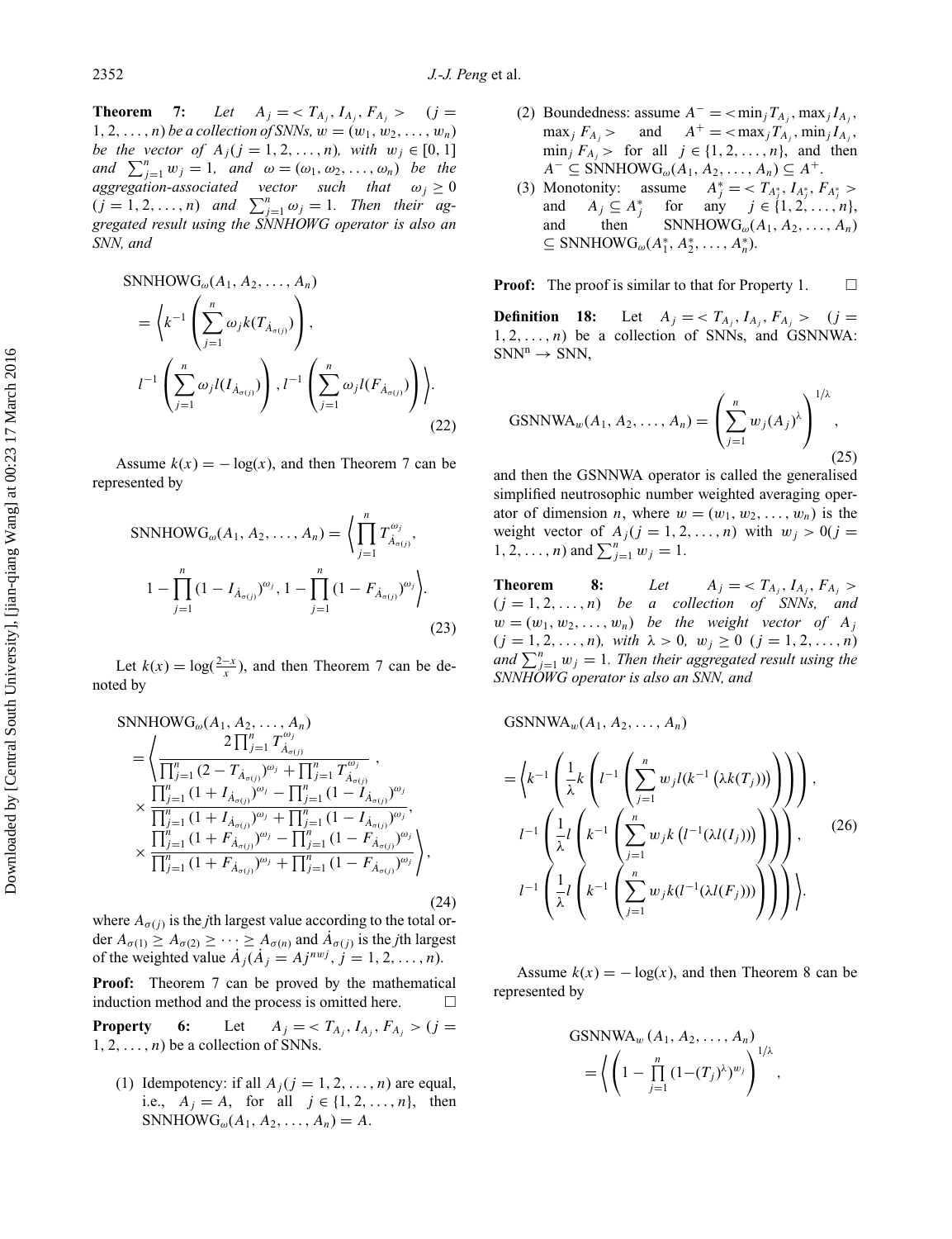**Theorem 7:** *Let $A_j = < T_{A_j}, I_{A_j}, F_{A_j} >$ $(j = 1, 2, \ldots, n)$ be a collection of SNNs, $w = (w_1, w_2, \ldots, w_n)$ be the vector of $A_j (j = 1, 2, \ldots, n)$, with $w_j \in [0, 1]$ and $\sum_{j=1}^{n} w_j = 1$, and $\omega = (\omega_1, \omega_2, \ldots, \omega_n)$ be the aggregation-associated vector such that $\omega_j \geq 0$ $(j = 1, 2, \ldots, n)$ and $\sum_{j=1}^{n} \omega_j = 1$. Then their aggregated result using the SNNHOWG operator is also an SNN, and*

$$
\begin{aligned}
&\text{SNNHOWG}_{\omega}(A_1, A_2, \ldots, A_n) \\
&= \left\langle k^{-1}\left(\sum_{j=1}^{n} \omega_j k(T_{\dot{A}_{\sigma(j)}})\right),\right. \\
&\left. l^{-1}\left(\sum_{j=1}^{n} \omega_j l(I_{\dot{A}_{\sigma(j)}})\right), l^{-1}\left(\sum_{j=1}^{n} \omega_j l(F_{\dot{A}_{\sigma(j)}})\right)\right\rangle.
\end{aligned} \tag{22}
$$

Assume $k(x) = -\log(x)$, and then Theorem 7 can be represented by

$$
\begin{aligned}
&\text{SNNHOWG}_{\omega}(A_1, A_2, \ldots, A_n) = \left\langle \prod_{j=1}^{n} T_{\dot{A}_{\sigma(j)}}^{\omega_j},\right. \\
&\left. 1 - \prod_{j=1}^{n} (1 - I_{\dot{A}_{\sigma(j)}})^{\omega_j}, 1 - \prod_{j=1}^{n} (1 - F_{\dot{A}_{\sigma(j)}})^{\omega_j} \right\rangle.
\end{aligned} \tag{23}
$$

Let $k(x) = \log(\frac{2-x}{x})$, and then Theorem 7 can be denoted by

$$
\begin{aligned}
&\text{SNNHOWG}_{\omega}(A_1, A_2, \ldots, A_n) \\
&= \left\langle \frac{2\prod_{j=1}^{n} T_{\dot{A}_{\sigma(j)}}^{\omega_j}}{\prod_{j=1}^{n} (2 - T_{\dot{A}_{\sigma(j)}})^{\omega_j} + \prod_{j=1}^{n} T_{\dot{A}_{\sigma(j)}}^{\omega_j}},\right. \\
&\times \frac{\prod_{j=1}^{n} (1 + I_{\dot{A}_{\sigma(j)}})^{\omega_j} - \prod_{j=1}^{n} (1 - I_{\dot{A}_{\sigma(j)}})^{\omega_j}}{\prod_{j=1}^{n} (1 + I_{\dot{A}_{\sigma(j)}})^{\omega_j} + \prod_{j=1}^{n} (1 - I_{\dot{A}_{\sigma(j)}})^{\omega_j}}, \\
&\left. \times \frac{\prod_{j=1}^{n} (1 + F_{\dot{A}_{\sigma(j)}})^{\omega_j} - \prod_{j=1}^{n} (1 - F_{\dot{A}_{\sigma(j)}})^{\omega_j}}{\prod_{j=1}^{n} (1 + F_{\dot{A}_{\sigma(j)}})^{\omega_j} + \prod_{j=1}^{n} (1 - F_{\dot{A}_{\sigma(j)}})^{\omega_j}} \right\rangle,
\end{aligned} \tag{24}
$$

where $A_{\sigma(j)}$ is the $j$th largest value according to the total order $A_{\sigma(1)} \geq A_{\sigma(2)} \geq \cdots \geq A_{\sigma(n)}$ and $\dot{A}_{\sigma(j)}$ is the $j$th largest of the weighted value $\dot{A}_j (\dot{A}_j = Aj^{nwj}, j = 1, 2, \ldots, n)$.

**Proof:** Theorem 7 can be proved by the mathematical induction method and the process is omitted here. □

**Property 6:** Let $A_j = < T_{A_j}, I_{A_j}, F_{A_j} > (j = 1, 2, \ldots, n)$ be a collection of SNNs.

1. Idempotency: if all $A_j (j = 1, 2, \ldots, n)$ are equal, i.e., $A_j = A$, for all $j \in \{1, 2, \ldots, n\}$, then $\text{SNNHOWG}_{\omega}(A_1, A_2, \ldots, A_n) = A$.
2. Boundedness: assume $A^- = < \min_j T_{A_j}, \max_j I_{A_j}, \max_j F_{A_j} >$ and $A^+ = < \max_j T_{A_j}, \min_j I_{A_j}, \min_j F_{A_j} >$ for all $j \in \{1, 2, \ldots, n\}$, and then $A^- \subseteq \text{SNNHOWG}_{\omega}(A_1, A_2, \ldots, A_n) \subseteq A^+$.
3. Monotonity: assume $A_j^* = < T_{A_j^*}, I_{A_j^*}, F_{A_j^*} >$ and $A_j \subseteq A_j^*$ for any $j \in \{1, 2, \ldots, n\}$, and then $\text{SNNHOWG}_{\omega}(A_1, A_2, \ldots, A_n) \subseteq \text{SNNHOWG}_{\omega}(A_1^*, A_2^*, \ldots, A_n^*)$.

**Proof:** The proof is similar to that for Property 1. □

**Definition 18:** Let $A_j = < T_{A_j}, I_{A_j}, F_{A_j} >$ $(j = 1, 2, \ldots, n)$ be a collection of SNNs, and GSNNWA: $\text{SNN}^n \rightarrow \text{SNN}$,

$$
\text{GSNNWA}_w(A_1, A_2, \ldots, A_n) = \left(\sum_{j=1}^{n} w_j (A_j)^{\lambda}\right)^{1/\lambda}, \tag{25}
$$

and then the GSNNWA operator is called the generalised simplified neutrosophic number weighted averaging operator of dimension $n$, where $w = (w_1, w_2, \ldots, w_n)$ is the weight vector of $A_j (j = 1, 2, \ldots, n)$ with $w_j > 0 (j = 1, 2, \ldots, n)$ and $\sum_{j=1}^{n} w_j = 1$.

**Theorem 8:** *Let $A_j = < T_{A_j}, I_{A_j}, F_{A_j} >$ $(j = 1, 2, \ldots, n)$ be a collection of SNNs, and $w = (w_1, w_2, \ldots, w_n)$ be the weight vector of $A_j$ $(j = 1, 2, \ldots, n)$, with $\lambda > 0$, $w_j \geq 0$ $(j = 1, 2, \ldots, n)$ and $\sum_{j=1}^{n} w_j = 1$. Then their aggregated result using the SNNHOWG operator is also an SNN, and*

$$
\begin{aligned}
&\text{GSNNWA}_w(A_1, A_2, \ldots, A_n) \\
&= \left\langle k^{-1}\left(\frac{1}{\lambda} k\left(l^{-1}\left(\sum_{j=1}^{n} w_j l(k^{-1}(\lambda k(T_j)))\right)\right)\right),\right. \\
&l^{-1}\left(\frac{1}{\lambda} l\left(k^{-1}\left(\sum_{j=1}^{n} w_j k\left(l^{-1}(\lambda l(I_j))\right)\right)\right)\right), \\
&\left. l^{-1}\left(\frac{1}{\lambda} l\left(k^{-1}\left(\sum_{j=1}^{n} w_j k(l^{-1}(\lambda l(F_j)))\right)\right)\right)\right\rangle.
\end{aligned} \tag{26}
$$

Assume $k(x) = -\log(x)$, and then Theorem 8 can be represented by

$$
\begin{aligned}
&\text{GSNNWA}_w(A_1, A_2, \ldots, A_n) \\
&= \left\langle \left(1 - \prod_{j=1}^{n} (1 - (T_j)^{\lambda})^{w_j}\right)^{1/\lambda},\right.
\end{aligned}
$$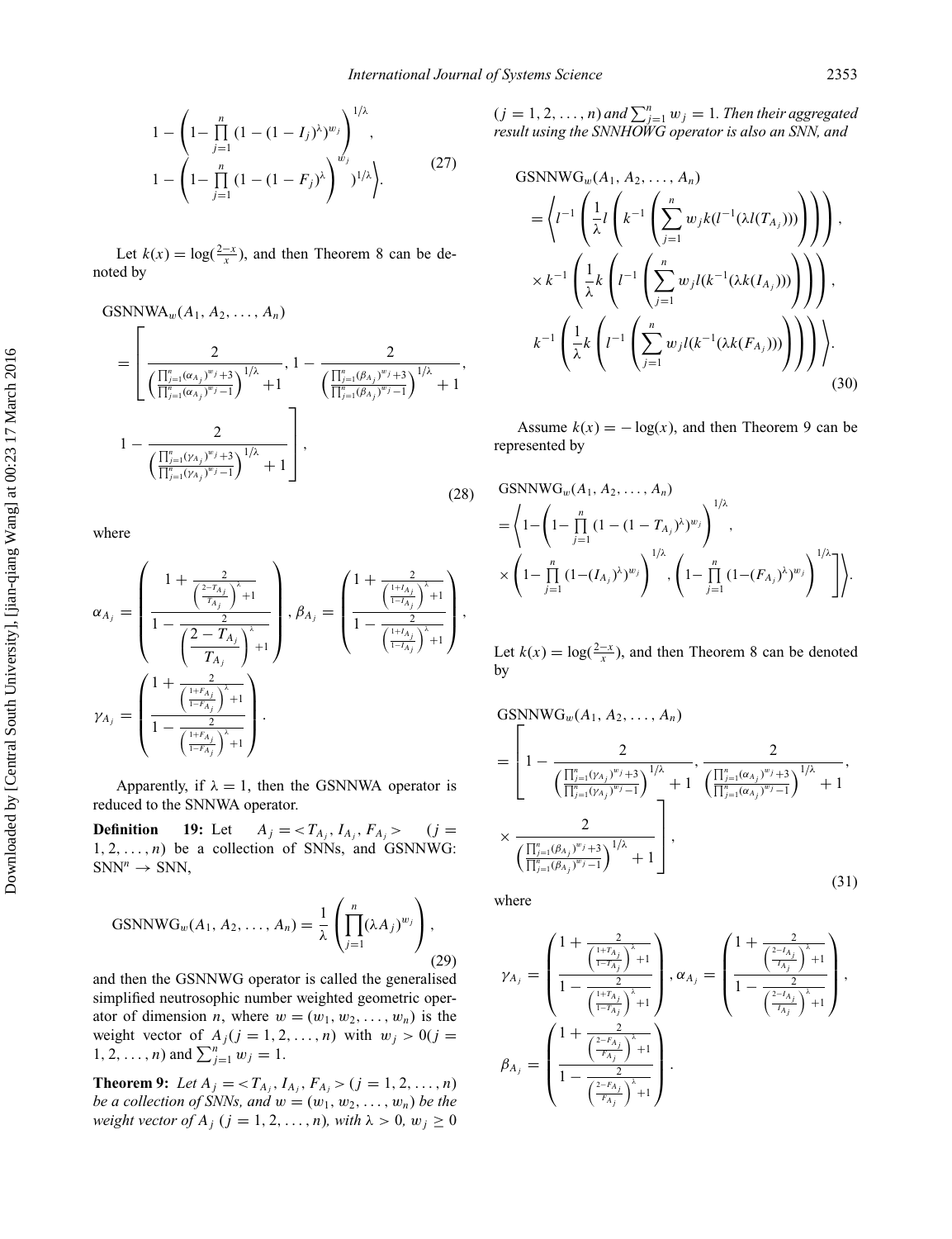$$1-\left(1-\prod_{j=1}^{n}(1-(1-I_j)^{\lambda})^{w_j}\right)^{1/\lambda},$$
$$1-\left(1-\prod_{j=1}^{n}(1-(1-F_j)^{\lambda}\right)^{w_j})^{1/\lambda}\Big\rangle. \tag{27}$$

Let $k(x)=\log(\frac{2-x}{x})$, and then Theorem 8 can be denoted by

$$\mathrm{GSNNWA}_w(A_1,A_2,\ldots,A_n)=\left[\frac{2}{\left(\frac{\prod_{j=1}^{n}(\alpha_{A_j})^{w_j}+3}{\prod_{j=1}^{n}(\alpha_{A_j})^{w_j}-1}\right)^{1/\lambda}+1},1-\frac{2}{\left(\frac{\prod_{j=1}^{n}(\beta_{A_j})^{w_j}+3}{\prod_{j=1}^{n}(\beta_{A_j})^{w_j}-1}\right)^{1/\lambda}+1},\right.$$
$$\left.1-\frac{2}{\left(\frac{\prod_{j=1}^{n}(\gamma_{A_j})^{w_j}+3}{\prod_{j=1}^{n}(\gamma_{A_j})^{w_j}-1}\right)^{1/\lambda}+1}\right], \tag{28}$$

where

$$\alpha_{A_j}=\left(\frac{1+\frac{2}{\left(\frac{2-T_{A_j}}{T_{A_j}}\right)^{\lambda}+1}}{1-\frac{2}{\left(\frac{2-T_{A_j}}{T_{A_j}}\right)^{\lambda}+1}}\right),\ \beta_{A_j}=\left(\frac{1+\frac{2}{\left(\frac{1+I_{A_j}}{1-I_{A_j}}\right)^{\lambda}+1}}{1-\frac{2}{\left(\frac{1+I_{A_j}}{1-I_{A_j}}\right)^{\lambda}+1}}\right),$$
$$\gamma_{A_j}=\left(\frac{1+\frac{2}{\left(\frac{1+F_{A_j}}{1-F_{A_j}}\right)^{\lambda}+1}}{1-\frac{2}{\left(\frac{1+F_{A_j}}{1-F_{A_j}}\right)^{\lambda}+1}}\right).$$

Apparently, if $\lambda=1$, then the GSNNWA operator is reduced to the SNNWA operator.

**Definition 19:** Let $A_j=<T_{A_j},I_{A_j},F_{A_j}>$ $(j=1,2,\ldots,n)$ be a collection of SNNs, and GSNNWG: $\mathrm{SNN}^n\to\mathrm{SNN}$,

$$\mathrm{GSNNWG}_w(A_1,A_2,\ldots,A_n)=\frac{1}{\lambda}\left(\prod_{j=1}^{n}(\lambda A_j)^{w_j}\right), \tag{29}$$

and then the GSNNWG operator is called the generalised simplified neutrosophic number weighted geometric operator of dimension $n$, where $w=(w_1,w_2,\ldots,w_n)$ is the weight vector of $A_j(j=1,2,\ldots,n)$ with $w_j>0(j=1,2,\ldots,n)$ and $\sum_{j=1}^{n}w_j=1$.

**Theorem 9:** *Let $A_j=<T_{A_j},I_{A_j},F_{A_j}>(j=1,2,\ldots,n)$ be a collection of SNNs, and $w=(w_1,w_2,\ldots,w_n)$ be the weight vector of $A_j$ $(j=1,2,\ldots,n)$, with $\lambda>0$, $w_j\geq 0$ $(j=1,2,\ldots,n)$ and $\sum_{j=1}^{n}w_j=1$. Then their aggregated result using the SNNHOWG operator is also an SNN, and*

$$\mathrm{GSNNWG}_w(A_1,A_2,\ldots,A_n)=\left\langle l^{-1}\left(\frac{1}{\lambda}l\left(k^{-1}\left(\sum_{j=1}^{n}w_jk(l^{-1}(\lambda l(T_{A_j})))\right)\right)\right),\right.$$
$$\times k^{-1}\left(\frac{1}{\lambda}k\left(l^{-1}\left(\sum_{j=1}^{n}w_jl(k^{-1}(\lambda k(I_{A_j})))\right)\right)\right),$$
$$\left.k^{-1}\left(\frac{1}{\lambda}k\left(l^{-1}\left(\sum_{j=1}^{n}w_jl(k^{-1}(\lambda k(F_{A_j})))\right)\right)\right)\right\rangle. \tag{30}$$

Assume $k(x)=-\log(x)$, and then Theorem 9 can be represented by

$$\mathrm{GSNNWG}_w(A_1,A_2,\ldots,A_n)=\left\langle 1-\left(1-\prod_{j=1}^{n}(1-(1-T_{A_j})^{\lambda})^{w_j}\right)^{1/\lambda},\right.$$
$$\left.\times\left(1-\prod_{j=1}^{n}(1-(I_{A_j})^{\lambda})^{w_j}\right)^{1/\lambda},\left(1-\prod_{j=1}^{n}(1-(F_{A_j})^{\lambda})^{w_j}\right)^{1/\lambda}\right]\right\rangle.$$

Let $k(x)=\log(\frac{2-x}{x})$, and then Theorem 8 can be denoted by

$$\mathrm{GSNNWG}_w(A_1,A_2,\ldots,A_n)=\left[1-\frac{2}{\left(\frac{\prod_{j=1}^{n}(\gamma_{A_j})^{w_j}+3}{\prod_{j=1}^{n}(\gamma_{A_j})^{w_j}-1}\right)^{1/\lambda}+1},\frac{2}{\left(\frac{\prod_{j=1}^{n}(\alpha_{A_j})^{w_j}+3}{\prod_{j=1}^{n}(\alpha_{A_j})^{w_j}-1}\right)^{1/\lambda}+1},\right.$$
$$\left.\times\frac{2}{\left(\frac{\prod_{j=1}^{n}(\beta_{A_j})^{w_j}+3}{\prod_{j=1}^{n}(\beta_{A_j})^{w_j}-1}\right)^{1/\lambda}+1}\right], \tag{31}$$

where

$$\gamma_{A_j}=\left(\frac{1+\frac{2}{\left(\frac{1+T_{A_j}}{1-T_{A_j}}\right)^{\lambda}+1}}{1-\frac{2}{\left(\frac{1+T_{A_j}}{1-T_{A_j}}\right)^{\lambda}+1}}\right),\ \alpha_{A_j}=\left(\frac{1+\frac{2}{\left(\frac{2-I_{A_j}}{I_{A_j}}\right)^{\lambda}+1}}{1-\frac{2}{\left(\frac{2-I_{A_j}}{I_{A_j}}\right)^{\lambda}+1}}\right),$$
$$\beta_{A_j}=\left(\frac{1+\frac{2}{\left(\frac{2-F_{A_j}}{F_{A_j}}\right)^{\lambda}+1}}{1-\frac{2}{\left(\frac{2-F_{A_j}}{F_{A_j}}\right)^{\lambda}+1}}\right).$$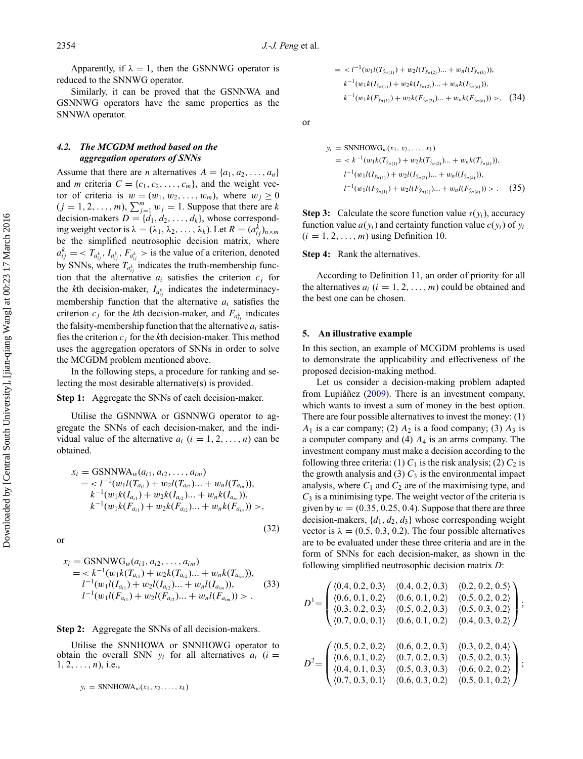Apparently, if $\lambda = 1$, then the GSNNWG operator is reduced to the SNNWG operator.

Similarly, it can be proved that the GSNNWA and GSNNWG operators have the same properties as the SNNWA operator.

### *4.2. The MCGDM method based on the aggregation operators of SNNs*

Assume that there are $n$ alternatives $A = \{a_1, a_2, \ldots, a_n\}$ and $m$ criteria $C = \{c_1, c_2, \ldots, c_m\}$, and the weight vector of criteria is $w = (w_1, w_2, \ldots, w_m)$, where $w_j \geq 0$ $(j = 1, 2, \ldots, m)$, $\sum_{j=1}^{m} w_j = 1$. Suppose that there are $k$ decision-makers $D = \{d_1, d_2, \ldots, d_k\}$, whose corresponding weight vector is $\lambda = (\lambda_1, \lambda_2, \ldots, \lambda_k)$. Let $R = (a_{ij}^k)_{n \times m}$ be the simplified neutrosophic decision matrix, where $a_{ij}^k = < T_{a_{ij}^k}, I_{a_{ij}^k}, F_{a_{ij}^k} >$ is the value of a criterion, denoted by SNNs, where $T_{a_{ij}^k}$ indicates the truth-membership function that the alternative $a_i$ satisfies the criterion $c_j$ for the $k$th decision-maker, $I_{a_{ij}^k}$ indicates the indeterminacy-membership function that the alternative $a_i$ satisfies the criterion $c_j$ for the $k$th decision-maker, and $F_{a_{ij}^k}$ indicates the falsity-membership function that the alternative $a_i$ satisfies the criterion $c_j$ for the $k$th decision-maker. This method uses the aggregation operators of SNNs in order to solve the MCGDM problem mentioned above.

In the following steps, a procedure for ranking and selecting the most desirable alternative(s) is provided.

**Step 1:** Aggregate the SNNs of each decision-maker.

Utilise the GSNNWA or GSNNWG operator to aggregate the SNNs of each decision-maker, and the individual value of the alternative $a_i$ $(i = 1, 2, \ldots, n)$ can be obtained.

$$
\begin{aligned}
x_i &= \text{GSNNWA}_w(a_{i1}, a_{i2}, \ldots, a_{im}) \\
&= < l^{-1}(w_1 l(T_{a_{i1}}) + w_2 l(T_{a_{i2}}) \ldots + w_n l(T_{a_{in}})), \\
&\quad k^{-1}(w_1 k(I_{a_{i1}}) + w_2 k(I_{a_{i2}}) \ldots + w_n k(I_{a_{in}})), \\
&\quad k^{-1}(w_1 k(F_{a_{i1}}) + w_2 k(F_{a_{i2}}) \ldots + w_n k(F_{a_{in}})) >,
\end{aligned}
\tag{32}
$$

or

$$
\begin{aligned}
x_i &= \text{GSNNWG}_w(a_{i1}, a_{i2}, \ldots, a_{im}) \\
&= < k^{-1}(w_1 k(T_{a_{i1}}) + w_2 k(T_{a_{i2}}) \ldots + w_n k(T_{a_{im}})), \\
&\quad l^{-1}(w_1 l(I_{a_{i1}}) + w_2 l(I_{a_{i2}}) \ldots + w_n l(I_{a_{im}})), \\
&\quad l^{-1}(w_1 l(F_{a_{i1}}) + w_2 l(F_{a_{i2}}) \ldots + w_n l(F_{a_{im}})) > .
\end{aligned}
\tag{33}
$$

**Step 2:** Aggregate the SNNs of all decision-makers.

Utilise the SNNHOWA or SNNHOWG operator to obtain the overall SNN $y_i$ for all alternatives $a_i$ $(i = 1, 2, \ldots, n)$, i.e.,

$$
\begin{aligned}
y_i &= \text{SNNHOWA}_w(x_1, x_2, \ldots, x_k) \\
&= < l^{-1}(w_1 l(T_{\dot{y}_{\sigma(1)}}) + w_2 l(T_{\dot{y}_{\sigma(2)}}) \ldots + w_n l(T_{\dot{y}_{\sigma(k)}})), \\
&\quad k^{-1}(w_1 k(I_{\dot{y}_{\sigma(1)}}) + w_2 k(I_{\dot{y}_{\sigma(2)}}) \ldots + w_n k(I_{\dot{y}_{\sigma(k)}})), \\
&\quad k^{-1}(w_1 k(F_{\dot{y}_{\sigma(1)}}) + w_2 k(F_{\dot{y}_{\sigma(2)}}) \ldots + w_n k(F_{\dot{y}_{\sigma(k)}})) >,
\end{aligned}
\tag{34}
$$

or

$$
\begin{aligned}
y_i &= \text{SNNHOWG}_w(x_1, x_2, \ldots, x_k) \\
&= < k^{-1}(w_1 k(T_{\dot{y}_{\sigma(1)}}) + w_2 k(T_{\dot{y}_{\sigma(2)}}) \ldots + w_n k(T_{\dot{y}_{\sigma(k)}})), \\
&\quad l^{-1}(w_1 l(I_{\dot{y}_{\sigma(1)}}) + w_2 l(I_{\dot{y}_{\sigma(2)}}) \ldots + w_n l(I_{\dot{y}_{\sigma(k)}})), \\
&\quad l^{-1}(w_1 l(F_{\dot{y}_{\sigma(1)}}) + w_2 l(F_{\dot{y}_{\sigma(2)}}) \ldots + w_n l(F_{\dot{y}_{\sigma(k)}})) > .
\end{aligned}
\tag{35}
$$

**Step 3:** Calculate the score function value $s(y_i)$, accuracy function value $a(y_i)$ and certainty function value $c(y_i)$ of $y_i$ $(i = 1, 2, \ldots, m)$ using Definition 10.

**Step 4:** Rank the alternatives.

According to Definition 11, an order of priority for all the alternatives $a_i$ $(i = 1, 2, \ldots, m)$ could be obtained and the best one can be chosen.

## 5. An illustrative example

In this section, an example of MCGDM problems is used to demonstrate the applicability and effectiveness of the proposed decision-making method.

Let us consider a decision-making problem adapted from Lupiáñez (2009). There is an investment company, which wants to invest a sum of money in the best option. There are four possible alternatives to invest the money: (1) $A_1$ is a car company; (2) $A_2$ is a food company; (3) $A_3$ is a computer company and (4) $A_4$ is an arms company. The investment company must make a decision according to the following three criteria: (1) $C_1$ is the risk analysis; (2) $C_2$ is the growth analysis and (3) $C_3$ is the environmental impact analysis, where $C_1$ and $C_2$ are of the maximising type, and $C_3$ is a minimising type. The weight vector of the criteria is given by $w = (0.35, 0.25, 0.4)$. Suppose that there are three decision-makers, $\{d_1, d_2, d_3\}$ whose corresponding weight vector is $\lambda = (0.5, 0.3, 0.2)$. The four possible alternatives are to be evaluated under these three criteria and are in the form of SNNs for each decision-maker, as shown in the following simplified neutrosophic decision matrix $D$:

$$
D^1 = \begin{pmatrix}
\langle 0.4, 0.2, 0.3 \rangle & \langle 0.4, 0.2, 0.3 \rangle & \langle 0.2, 0.2, 0.5 \rangle \\
\langle 0.6, 0.1, 0.2 \rangle & \langle 0.6, 0.1, 0.2 \rangle & \langle 0.5, 0.2, 0.2 \rangle \\
\langle 0.3, 0.2, 0.3 \rangle & \langle 0.5, 0.2, 0.3 \rangle & \langle 0.5, 0.3, 0.2 \rangle \\
\langle 0.7, 0.0, 0.1 \rangle & \langle 0.6, 0.1, 0.2 \rangle & \langle 0.4, 0.3, 0.2 \rangle
\end{pmatrix};
$$

$$
D^2 = \begin{pmatrix}
\langle 0.5, 0.2, 0.2 \rangle & \langle 0.6, 0.2, 0.3 \rangle & \langle 0.3, 0.2, 0.4 \rangle \\
\langle 0.6, 0.1, 0.2 \rangle & \langle 0.7, 0.2, 0.3 \rangle & \langle 0.5, 0.2, 0.3 \rangle \\
\langle 0.4, 0.1, 0.3 \rangle & \langle 0.5, 0.3, 0.3 \rangle & \langle 0.6, 0.2, 0.2 \rangle \\
\langle 0.7, 0.3, 0.1 \rangle & \langle 0.6, 0.3, 0.2 \rangle & \langle 0.5, 0.1, 0.2 \rangle
\end{pmatrix};
$$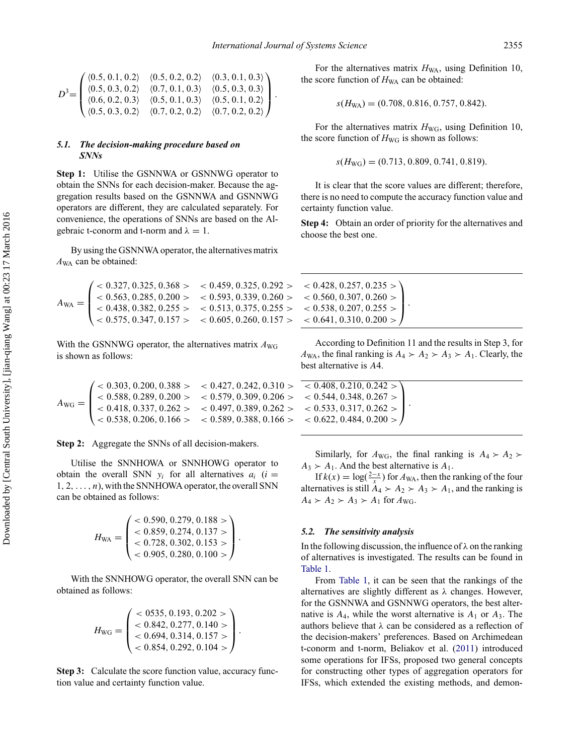$$D^3 = \begin{pmatrix} \langle 0.5, 0.1, 0.2\rangle & \langle 0.5, 0.2, 0.2\rangle & \langle 0.3, 0.1, 0.3\rangle \\ \langle 0.5, 0.3, 0.2\rangle & \langle 0.7, 0.1, 0.3\rangle & \langle 0.5, 0.3, 0.3\rangle \\ \langle 0.6, 0.2, 0.3\rangle & \langle 0.5, 0.1, 0.3\rangle & \langle 0.5, 0.1, 0.2\rangle \\ \langle 0.5, 0.3, 0.2\rangle & \langle 0.7, 0.2, 0.2\rangle & \langle 0.7, 0.2, 0.2\rangle \end{pmatrix}.$$

### *5.1. The decision-making procedure based on SNNs*

**Step 1:** Utilise the GSNNWA or GSNNWG operator to obtain the SNNs for each decision-maker. Because the aggregation results based on the GSNNWA and GSNNWG operators are different, they are calculated separately. For convenience, the operations of SNNs are based on the Algebraic t-conorm and t-norm and $\lambda = 1$.

By using the GSNNWA operator, the alternatives matrix $A_{\text{WA}}$ can be obtained:

$$A_{\text{WA}} = \begin{pmatrix} <0.327, 0.325, 0.368> & <0.459, 0.325, 0.292> & <0.428, 0.257, 0.235> \\ <0.563, 0.285, 0.200> & <0.593, 0.339, 0.260> & <0.560, 0.307, 0.260> \\ <0.438, 0.382, 0.255> & <0.513, 0.375, 0.255> & <0.538, 0.207, 0.255> \\ <0.575, 0.347, 0.157> & <0.605, 0.260, 0.157> & <0.641, 0.310, 0.200> \end{pmatrix}.$$

With the GSNNWG operator, the alternatives matrix $A_{\text{WG}}$ is shown as follows:

$$A_{\text{WG}} = \begin{pmatrix} <0.303, 0.200, 0.388> & <0.427, 0.242, 0.310> & <0.408, 0.210, 0.242> \\ <0.588, 0.289, 0.200> & <0.579, 0.309, 0.206> & <0.544, 0.348, 0.267> \\ <0.418, 0.337, 0.262> & <0.497, 0.389, 0.262> & <0.533, 0.317, 0.262> \\ <0.538, 0.206, 0.166> & <0.589, 0.388, 0.166> & <0.622, 0.484, 0.200> \end{pmatrix}.$$

**Step 2:** Aggregate the SNNs of all decision-makers.

Utilise the SNNHOWA or SNNHOWG operator to obtain the overall SNN $y_i$ for all alternatives $a_i$ ($i = 1, 2, \ldots, n$), with the SNNHOWA operator, the overall SNN can be obtained as follows:

$$H_{\text{WA}} = \begin{pmatrix} <0.590, 0.279, 0.188> \\ <0.859, 0.274, 0.137> \\ <0.728, 0.302, 0.153> \\ <0.905, 0.280, 0.100> \end{pmatrix}.$$

With the SNNHOWG operator, the overall SNN can be obtained as follows:

$$H_{\text{WG}} = \begin{pmatrix} <0535, 0.193, 0.202> \\ <0.842, 0.277, 0.140> \\ <0.694, 0.314, 0.157> \\ <0.854, 0.292, 0.104> \end{pmatrix}.$$

**Step 3:** Calculate the score function value, accuracy function value and certainty function value.

For the alternatives matrix $H_{\text{WA}}$, using Definition 10, the score function of $H_{\text{WA}}$ can be obtained:

$$s(H_{\text{WA}}) = (0.708, 0.816, 0.757, 0.842).$$

For the alternatives matrix $H_{\text{WG}}$, using Definition 10, the score function of $H_{\text{WG}}$ is shown as follows:

$$s(H_{\text{WG}}) = (0.713, 0.809, 0.741, 0.819).$$

It is clear that the score values are different; therefore, there is no need to compute the accuracy function value and certainty function value.

**Step 4:** Obtain an order of priority for the alternatives and choose the best one.

According to Definition 11 and the results in Step 3, for $A_{\text{WA}}$, the final ranking is $A_4 \succ A_2 \succ A_3 \succ A_1$. Clearly, the best alternative is $A4$.

Similarly, for $A_{\text{WG}}$, the final ranking is $A_4 \succ A_2 \succ A_3 \succ A_1$. And the best alternative is $A_1$.

If $k(x) = \log(\frac{2-x}{x})$ for $A_{\text{WA}}$, then the ranking of the four alternatives is still $A_4 \succ A_2 \succ A_3 \succ A_1$, and the ranking is $A_4 \succ A_2 \succ A_3 \succ A_1$ for $A_{\text{WG}}$.

### *5.2. The sensitivity analysis*

In the following discussion, the influence of $\lambda$ on the ranking of alternatives is investigated. The results can be found in Table 1.

From Table 1, it can be seen that the rankings of the alternatives are slightly different as $\lambda$ changes. However, for the GSNNWA and GSNNWG operators, the best alternative is $A_4$, while the worst alternative is $A_1$ or $A_3$. The authors believe that $\lambda$ can be considered as a reflection of the decision-makers' preferences. Based on Archimedean t-conorm and t-norm, Beliakov et al. (2011) introduced some operations for IFSs, proposed two general concepts for constructing other types of aggregation operators for IFSs, which extended the existing methods, and demon-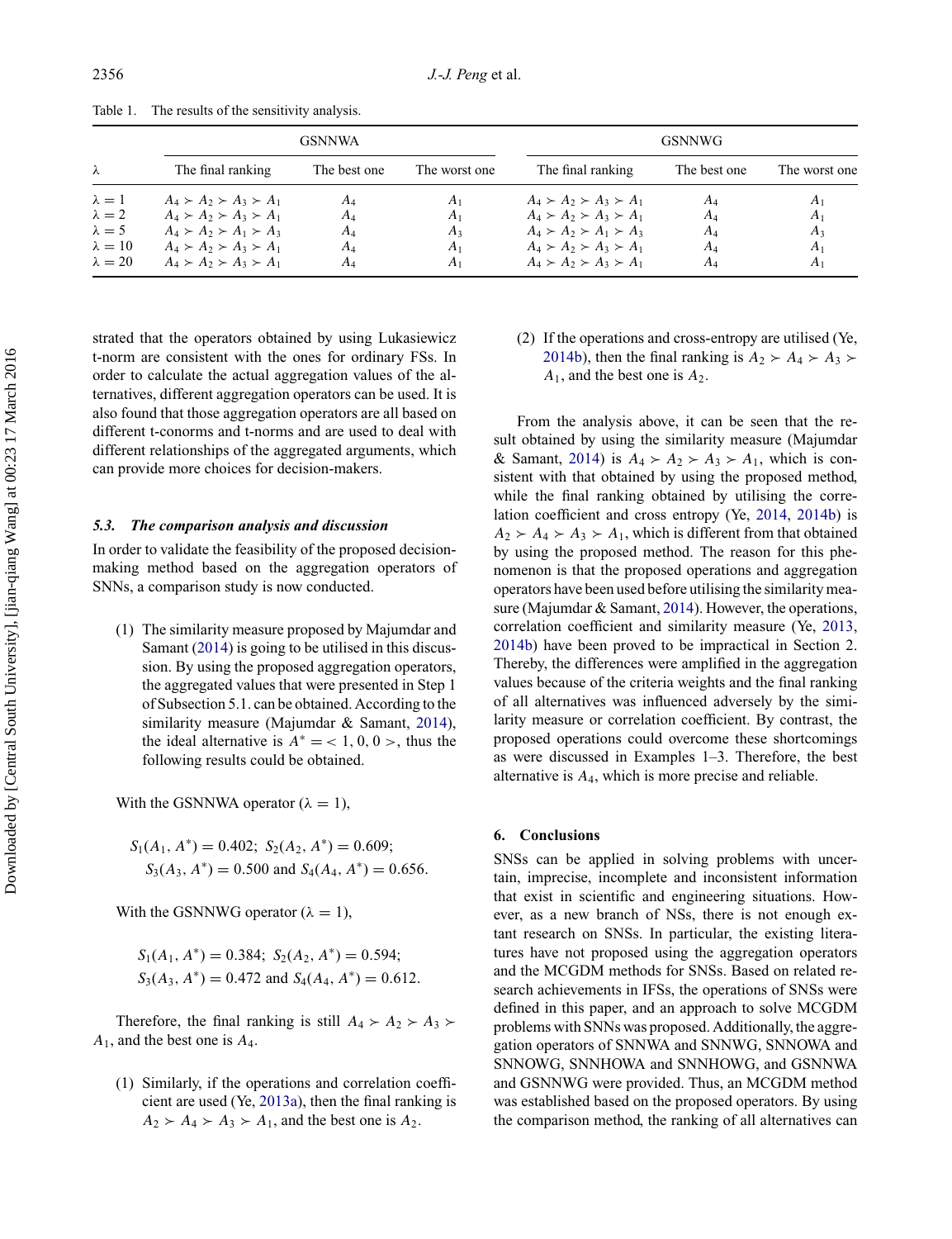Table 1. The results of the sensitivity analysis.

| $\lambda$ | GSNNWA | | | GSNNWG | | |
|---|---|---|---|---|---|---|
| | The final ranking | The best one | The worst one | The final ranking | The best one | The worst one |
| $\lambda = 1$ | $A_4 \succ A_2 \succ A_3 \succ A_1$ | $A_4$ | $A_1$ | $A_4 \succ A_2 \succ A_3 \succ A_1$ | $A_4$ | $A_1$ |
| $\lambda = 2$ | $A_4 \succ A_2 \succ A_3 \succ A_1$ | $A_4$ | $A_1$ | $A_4 \succ A_2 \succ A_3 \succ A_1$ | $A_4$ | $A_1$ |
| $\lambda = 5$ | $A_4 \succ A_2 \succ A_1 \succ A_3$ | $A_4$ | $A_3$ | $A_4 \succ A_2 \succ A_1 \succ A_3$ | $A_4$ | $A_3$ |
| $\lambda = 10$ | $A_4 \succ A_2 \succ A_3 \succ A_1$ | $A_4$ | $A_1$ | $A_4 \succ A_2 \succ A_3 \succ A_1$ | $A_4$ | $A_1$ |
| $\lambda = 20$ | $A_4 \succ A_2 \succ A_3 \succ A_1$ | $A_4$ | $A_1$ | $A_4 \succ A_2 \succ A_3 \succ A_1$ | $A_4$ | $A_1$ |

strated that the operators obtained by using Lukasiewicz t-norm are consistent with the ones for ordinary FSs. In order to calculate the actual aggregation values of the alternatives, different aggregation operators can be used. It is also found that those aggregation operators are all based on different t-conorms and t-norms and are used to deal with different relationships of the aggregated arguments, which can provide more choices for decision-makers.

### *5.3. The comparison analysis and discussion*

In order to validate the feasibility of the proposed decision-making method based on the aggregation operators of SNNs, a comparison study is now conducted.

(1) The similarity measure proposed by Majumdar and Samant (2014) is going to be utilised in this discussion. By using the proposed aggregation operators, the aggregated values that were presented in Step 1 of Subsection 5.1. can be obtained. According to the similarity measure (Majumdar & Samant, 2014), the ideal alternative is $A^* = <1, 0, 0>$, thus the following results could be obtained.

With the GSNNWA operator ($\lambda = 1$),

$$S_1(A_1, A^*) = 0.402;\ S_2(A_2, A^*) = 0.609;$$
$$S_3(A_3, A^*) = 0.500 \text{ and } S_4(A_4, A^*) = 0.656.$$

With the GSNNWG operator ($\lambda = 1$),

$$S_1(A_1, A^*) = 0.384;\ S_2(A_2, A^*) = 0.594;$$
$$S_3(A_3, A^*) = 0.472 \text{ and } S_4(A_4, A^*) = 0.612.$$

Therefore, the final ranking is still $A_4 \succ A_2 \succ A_3 \succ A_1$, and the best one is $A_4$.

(1) Similarly, if the operations and correlation coefficient are used (Ye, 2013a), then the final ranking is $A_2 \succ A_4 \succ A_3 \succ A_1$, and the best one is $A_2$.

(2) If the operations and cross-entropy are utilised (Ye, 2014b), then the final ranking is $A_2 \succ A_4 \succ A_3 \succ A_1$, and the best one is $A_2$.

From the analysis above, it can be seen that the result obtained by using the similarity measure (Majumdar & Samant, 2014) is $A_4 \succ A_2 \succ A_3 \succ A_1$, which is consistent with that obtained by using the proposed method, while the final ranking obtained by utilising the correlation coefficient and cross entropy (Ye, 2014, 2014b) is $A_2 \succ A_4 \succ A_3 \succ A_1$, which is different from that obtained by using the proposed method. The reason for this phenomenon is that the proposed operations and aggregation operators have been used before utilising the similarity measure (Majumdar & Samant, 2014). However, the operations, correlation coefficient and similarity measure (Ye, 2013, 2014b) have been proved to be impractical in Section 2. Thereby, the differences were amplified in the aggregation values because of the criteria weights and the final ranking of all alternatives was influenced adversely by the similarity measure or correlation coefficient. By contrast, the proposed operations could overcome these shortcomings as were discussed in Examples 1–3. Therefore, the best alternative is $A_4$, which is more precise and reliable.

## 6. Conclusions

SNSs can be applied in solving problems with uncertain, imprecise, incomplete and inconsistent information that exist in scientific and engineering situations. However, as a new branch of NSs, there is not enough extant research on SNSs. In particular, the existing literatures have not proposed using the aggregation operators and the MCGDM methods for SNSs. Based on related research achievements in IFSs, the operations of SNSs were defined in this paper, and an approach to solve MCGDM problems with SNNs was proposed. Additionally, the aggregation operators of SNNWA and SNNWG, SNNOWA and SNNOWG, SNNHOWA and SNNHOWG, and GSNNWA and GSNNWG were provided. Thus, an MCGDM method was established based on the proposed operators. By using the comparison method, the ranking of all alternatives can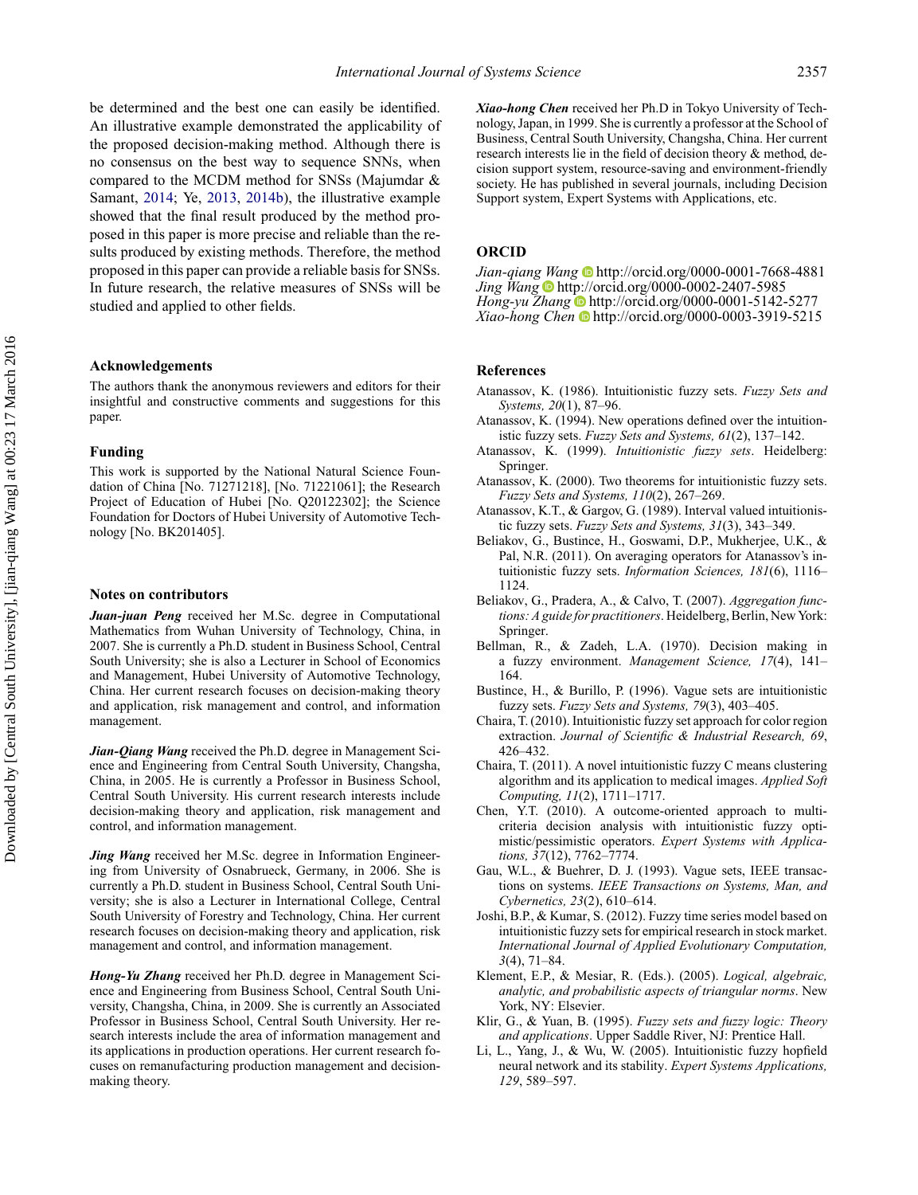be determined and the best one can easily be identified. An illustrative example demonstrated the applicability of the proposed decision-making method. Although there is no consensus on the best way to sequence SNNs, when compared to the MCDM method for SNSs (Majumdar & Samant, 2014; Ye, 2013, 2014b), the illustrative example showed that the final result produced by the method proposed in this paper is more precise and reliable than the results produced by existing methods. Therefore, the method proposed in this paper can provide a reliable basis for SNSs. In future research, the relative measures of SNSs will be studied and applied to other fields.

## Acknowledgements

The authors thank the anonymous reviewers and editors for their insightful and constructive comments and suggestions for this paper.

## Funding

This work is supported by the National Natural Science Foundation of China [No. 71271218], [No. 71221061]; the Research Project of Education of Hubei [No. Q20122302]; the Science Foundation for Doctors of Hubei University of Automotive Technology [No. BK201405].

## Notes on contributors

***Juan-juan Peng*** received her M.Sc. degree in Computational Mathematics from Wuhan University of Technology, China, in 2007. She is currently a Ph.D. student in Business School, Central South University; she is also a Lecturer in School of Economics and Management, Hubei University of Automotive Technology, China. Her current research focuses on decision-making theory and application, risk management and control, and information management.

***Jian-Qiang Wang*** received the Ph.D. degree in Management Science and Engineering from Central South University, Changsha, China, in 2005. He is currently a Professor in Business School, Central South University. His current research interests include decision-making theory and application, risk management and control, and information management.

***Jing Wang*** received her M.Sc. degree in Information Engineering from University of Osnabrueck, Germany, in 2006. She is currently a Ph.D. student in Business School, Central South University; she is also a Lecturer in International College, Central South University of Forestry and Technology, China. Her current research focuses on decision-making theory and application, risk management and control, and information management.

***Hong-Yu Zhang*** received her Ph.D. degree in Management Science and Engineering from Business School, Central South University, Changsha, China, in 2009. She is currently an Associated Professor in Business School, Central South University. Her research interests include the area of information management and its applications in production operations. Her current research focuses on remanufacturing production management and decision-making theory.

***Xiao-hong Chen*** received her Ph.D in Tokyo University of Technology, Japan, in 1999. She is currently a professor at the School of Business, Central South University, Changsha, China. Her current research interests lie in the field of decision theory & method, decision support system, resource-saving and environment-friendly society. He has published in several journals, including Decision Support system, Expert Systems with Applications, etc.

## ORCID

*Jian-qiang Wang* http://orcid.org/0000-0001-7668-4881
*Jing Wang* http://orcid.org/0000-0002-2407-5985
*Hong-yu Zhang* http://orcid.org/0000-0001-5142-5277
*Xiao-hong Chen* http://orcid.org/0000-0003-3919-5215

## References

Atanassov, K. (1986). Intuitionistic fuzzy sets. *Fuzzy Sets and Systems, 20*(1), 87–96.

Atanassov, K. (1994). New operations defined over the intuitionistic fuzzy sets. *Fuzzy Sets and Systems, 61*(2), 137–142.

Atanassov, K. (1999). *Intuitionistic fuzzy sets*. Heidelberg: Springer.

Atanassov, K. (2000). Two theorems for intuitionistic fuzzy sets. *Fuzzy Sets and Systems, 110*(2), 267–269.

Atanassov, K.T., & Gargov, G. (1989). Interval valued intuitionistic fuzzy sets. *Fuzzy Sets and Systems, 31*(3), 343–349.

Beliakov, G., Bustince, H., Goswami, D.P., Mukherjee, U.K., & Pal, N.R. (2011). On averaging operators for Atanassov's intuitionistic fuzzy sets. *Information Sciences, 181*(6), 1116–1124.

Beliakov, G., Pradera, A., & Calvo, T. (2007). *Aggregation functions: A guide for practitioners*. Heidelberg, Berlin, New York: Springer.

Bellman, R., & Zadeh, L.A. (1970). Decision making in a fuzzy environment. *Management Science, 17*(4), 141–164.

Bustince, H., & Burillo, P. (1996). Vague sets are intuitionistic fuzzy sets. *Fuzzy Sets and Systems, 79*(3), 403–405.

Chaira, T. (2010). Intuitionistic fuzzy set approach for color region extraction. *Journal of Scientific & Industrial Research, 69*, 426–432.

Chaira, T. (2011). A novel intuitionistic fuzzy C means clustering algorithm and its application to medical images. *Applied Soft Computing, 11*(2), 1711–1717.

Chen, Y.T. (2010). A outcome-oriented approach to multicriteria decision analysis with intuitionistic fuzzy optimistic/pessimistic operators. *Expert Systems with Applications, 37*(12), 7762–7774.

Gau, W.L., & Buehrer, D. J. (1993). Vague sets, IEEE transactions on systems. *IEEE Transactions on Systems, Man, and Cybernetics, 23*(2), 610–614.

Joshi, B.P., & Kumar, S. (2012). Fuzzy time series model based on intuitionistic fuzzy sets for empirical research in stock market. *International Journal of Applied Evolutionary Computation, 3*(4), 71–84.

Klement, E.P., & Mesiar, R. (Eds.). (2005). *Logical, algebraic, analytic, and probabilistic aspects of triangular norms*. New York, NY: Elsevier.

Klir, G., & Yuan, B. (1995). *Fuzzy sets and fuzzy logic: Theory and applications*. Upper Saddle River, NJ: Prentice Hall.

Li, L., Yang, J., & Wu, W. (2005). Intuitionistic fuzzy hopfield neural network and its stability. *Expert Systems Applications, 129*, 589–597.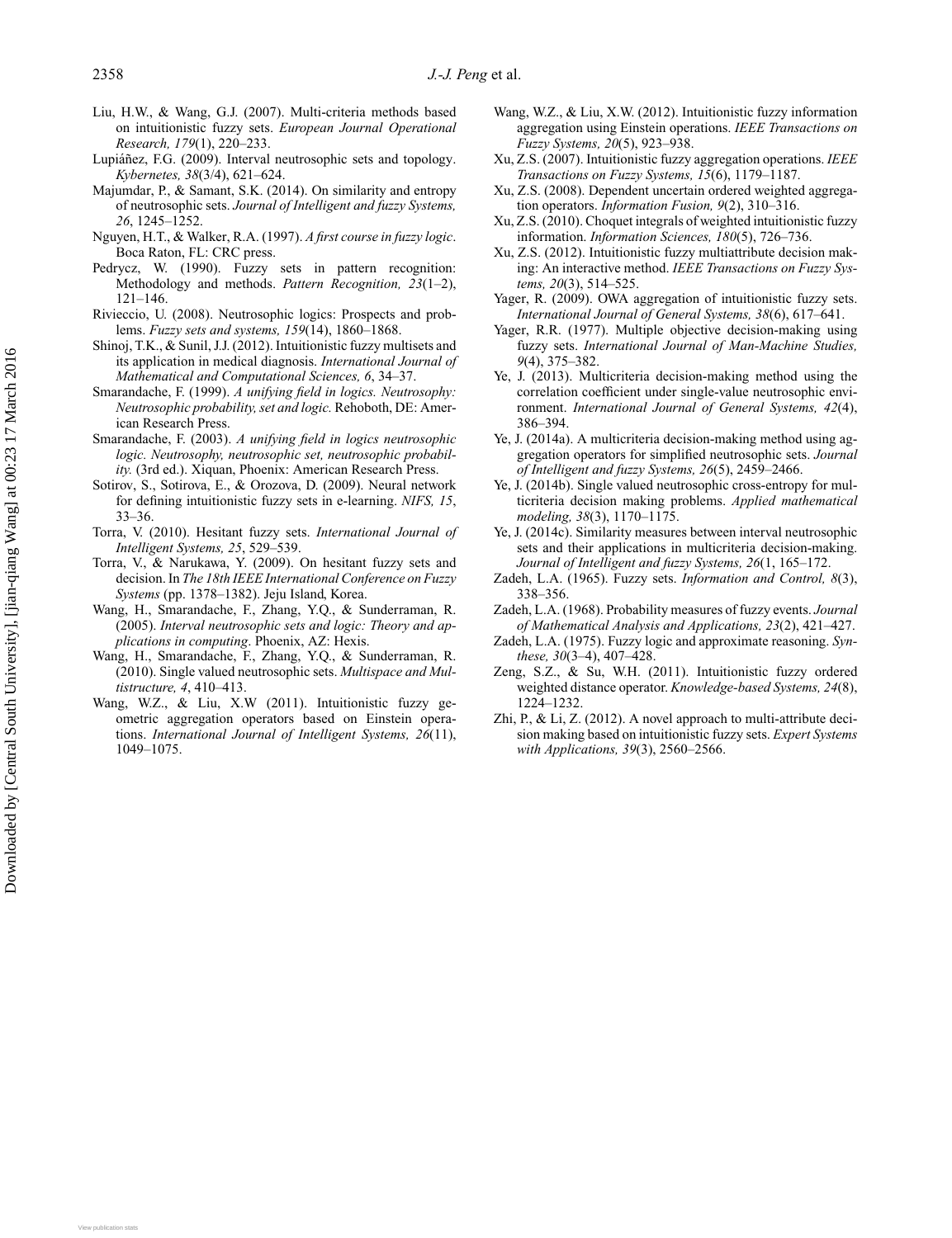Liu, H.W., & Wang, G.J. (2007). Multi-criteria methods based on intuitionistic fuzzy sets. *European Journal Operational Research, 179*(1), 220–233.

Lupiáñez, F.G. (2009). Interval neutrosophic sets and topology. *Kybernetes, 38*(3/4), 621–624.

Majumdar, P., & Samant, S.K. (2014). On similarity and entropy of neutrosophic sets. *Journal of Intelligent and fuzzy Systems, 26*, 1245–1252.

Nguyen, H.T., & Walker, R.A. (1997). *A first course in fuzzy logic*. Boca Raton, FL: CRC press.

Pedrycz, W. (1990). Fuzzy sets in pattern recognition: Methodology and methods. *Pattern Recognition, 23*(1–2), 121–146.

Rivieccio, U. (2008). Neutrosophic logics: Prospects and problems. *Fuzzy sets and systems, 159*(14), 1860–1868.

Shinoj, T.K., & Sunil, J.J. (2012). Intuitionistic fuzzy multisets and its application in medical diagnosis. *International Journal of Mathematical and Computational Sciences, 6*, 34–37.

Smarandache, F. (1999). *A unifying field in logics. Neutrosophy: Neutrosophic probability, set and logic.* Rehoboth, DE: American Research Press.

Smarandache, F. (2003). *A unifying field in logics neutrosophic logic. Neutrosophy, neutrosophic set, neutrosophic probability.* (3rd ed.). Xiquan, Phoenix: American Research Press.

Sotirov, S., Sotirova, E., & Orozova, D. (2009). Neural network for defining intuitionistic fuzzy sets in e-learning. *NIFS, 15*, 33–36.

Torra, V. (2010). Hesitant fuzzy sets. *International Journal of Intelligent Systems, 25*, 529–539.

Torra, V., & Narukawa, Y. (2009). On hesitant fuzzy sets and decision. In *The 18th IEEE International Conference on Fuzzy Systems* (pp. 1378–1382). Jeju Island, Korea.

Wang, H., Smarandache, F., Zhang, Y.Q., & Sunderraman, R. (2005). *Interval neutrosophic sets and logic: Theory and applications in computing*. Phoenix, AZ: Hexis.

Wang, H., Smarandache, F., Zhang, Y.Q., & Sunderraman, R. (2010). Single valued neutrosophic sets. *Multispace and Multistructure, 4*, 410–413.

Wang, W.Z., & Liu, X.W (2011). Intuitionistic fuzzy geometric aggregation operators based on Einstein operations. *International Journal of Intelligent Systems, 26*(11), 1049–1075.

Wang, W.Z., & Liu, X.W. (2012). Intuitionistic fuzzy information aggregation using Einstein operations. *IEEE Transactions on Fuzzy Systems, 20*(5), 923–938.

Xu, Z.S. (2007). Intuitionistic fuzzy aggregation operations. *IEEE Transactions on Fuzzy Systems, 15*(6), 1179–1187.

Xu, Z.S. (2008). Dependent uncertain ordered weighted aggregation operators. *Information Fusion, 9*(2), 310–316.

Xu, Z.S. (2010). Choquet integrals of weighted intuitionistic fuzzy information. *Information Sciences, 180*(5), 726–736.

Xu, Z.S. (2012). Intuitionistic fuzzy multiattribute decision making: An interactive method. *IEEE Transactions on Fuzzy Systems, 20*(3), 514–525.

Yager, R. (2009). OWA aggregation of intuitionistic fuzzy sets. *International Journal of General Systems, 38*(6), 617–641.

Yager, R.R. (1977). Multiple objective decision-making using fuzzy sets. *International Journal of Man-Machine Studies, 9*(4), 375–382.

Ye, J. (2013). Multicriteria decision-making method using the correlation coefficient under single-value neutrosophic environment. *International Journal of General Systems, 42*(4), 386–394.

Ye, J. (2014a). A multicriteria decision-making method using aggregation operators for simplified neutrosophic sets. *Journal of Intelligent and fuzzy Systems, 26*(5), 2459–2466.

Ye, J. (2014b). Single valued neutrosophic cross-entropy for multicriteria decision making problems. *Applied mathematical modeling, 38*(3), 1170–1175.

Ye, J. (2014c). Similarity measures between interval neutrosophic sets and their applications in multicriteria decision-making. *Journal of Intelligent and fuzzy Systems, 26*(1, 165–172.

Zadeh, L.A. (1965). Fuzzy sets. *Information and Control, 8*(3), 338–356.

Zadeh, L.A. (1968). Probability measures of fuzzy events. *Journal of Mathematical Analysis and Applications, 23*(2), 421–427.

Zadeh, L.A. (1975). Fuzzy logic and approximate reasoning. *Synthese, 30*(3–4), 407–428.

Zeng, S.Z., & Su, W.H. (2011). Intuitionistic fuzzy ordered weighted distance operator. *Knowledge-based Systems, 24*(8), 1224–1232.

Zhi, P., & Li, Z. (2012). A novel approach to multi-attribute decision making based on intuitionistic fuzzy sets. *Expert Systems with Applications, 39*(3), 2560–2566.